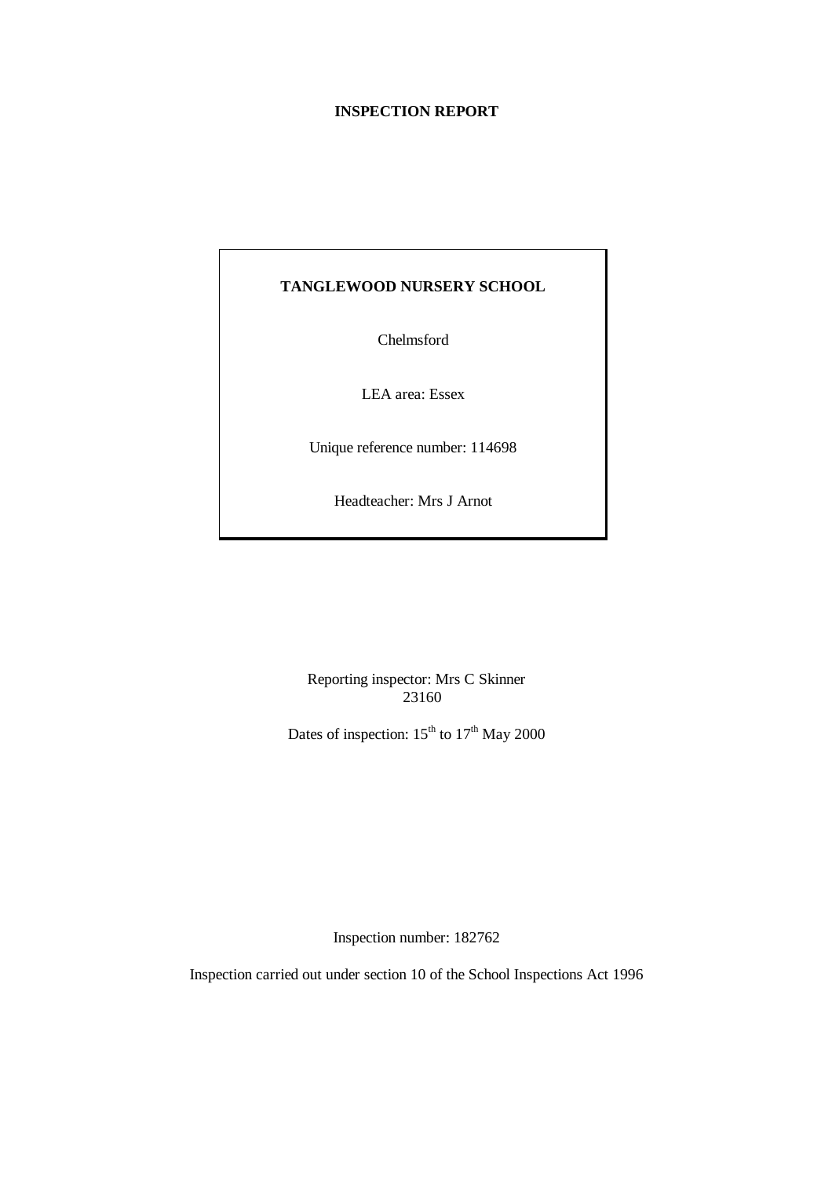# INSPECTION REPORT

**TANGLEWOOD NURSERY SCHOOL**

Chelmsford

LEA area: Essex

Unique reference number: 114698

Headteacher: Mrs J Arnot

Reporting inspector: Mrs C Skinner
23160

Dates of inspection: 15th to 17th May 2000

Inspection number: 182762

Inspection carried out under section 10 of the School Inspections Act 1996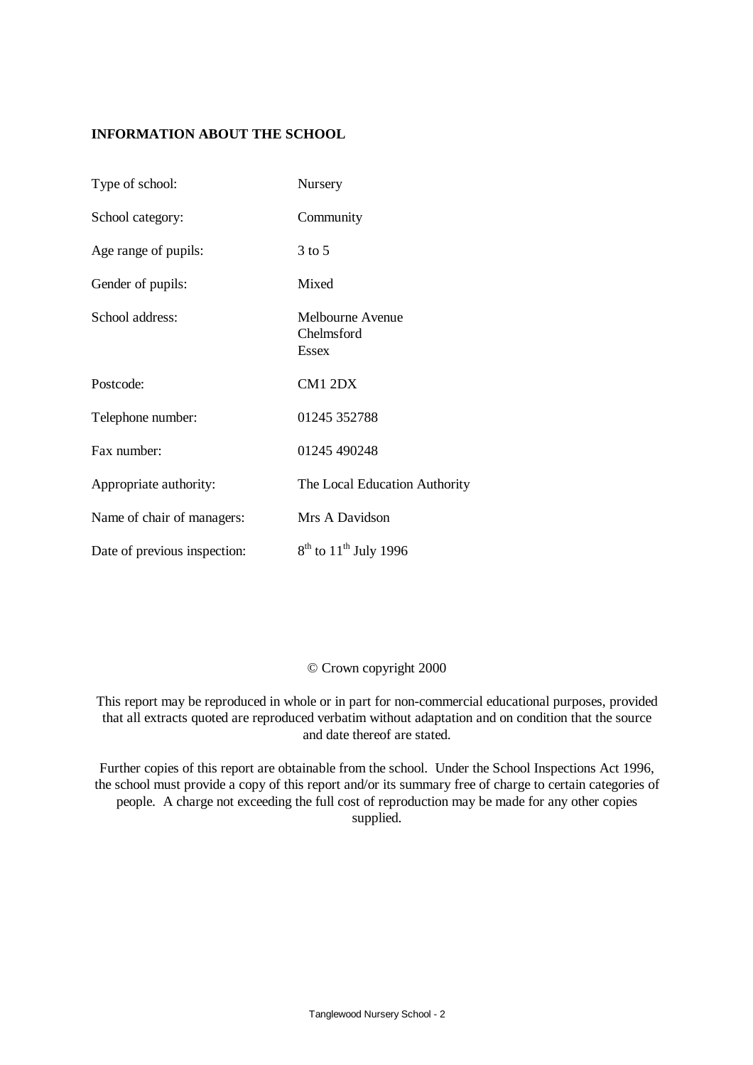**INFORMATION ABOUT THE SCHOOL**

| | |
|---|---|
| Type of school: | Nursery |
| School category: | Community |
| Age range of pupils: | 3 to 5 |
| Gender of pupils: | Mixed |
| School address: | Melbourne Avenue<br>Chelmsford<br>Essex |
| Postcode: | CM1 2DX |
| Telephone number: | 01245 352788 |
| Fax number: | 01245 490248 |
| Appropriate authority: | The Local Education Authority |
| Name of chair of managers: | Mrs A Davidson |
| Date of previous inspection: | 8th to 11th July 1996 |

© Crown copyright 2000

This report may be reproduced in whole or in part for non-commercial educational purposes, provided that all extracts quoted are reproduced verbatim without adaptation and on condition that the source and date thereof are stated.

Further copies of this report are obtainable from the school. Under the School Inspections Act 1996, the school must provide a copy of this report and/or its summary free of charge to certain categories of people. A charge not exceeding the full cost of reproduction may be made for any other copies supplied.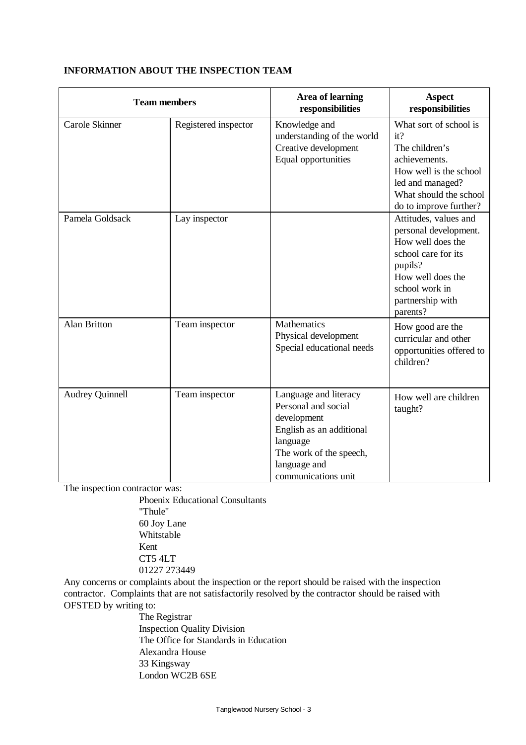**INFORMATION ABOUT THE INSPECTION TEAM**

| Team members | | Area of learning responsibilities | Aspect responsibilities |
|---|---|---|---|
| Carole Skinner | Registered inspector | Knowledge and understanding of the world<br>Creative development<br>Equal opportunities | What sort of school is it?<br>The children's achievements.<br>How well is the school led and managed?<br>What should the school do to improve further? |
| Pamela Goldsack | Lay inspector | | Attitudes, values and personal development.<br>How well does the school care for its pupils?<br>How well does the school work in partnership with parents? |
| Alan Britton | Team inspector | Mathematics<br>Physical development<br>Special educational needs | How good are the curricular and other opportunities offered to children? |
| Audrey Quinnell | Team inspector | Language and literacy<br>Personal and social development<br>English as an additional language<br>The work of the speech, language and communications unit | How well are children taught? |

The inspection contractor was:

Phoenix Educational Consultants
"Thule"
60 Joy Lane
Whitstable
Kent
CT5 4LT
01227 273449

Any concerns or complaints about the inspection or the report should be raised with the inspection contractor. Complaints that are not satisfactorily resolved by the contractor should be raised with OFSTED by writing to:

The Registrar
Inspection Quality Division
The Office for Standards in Education
Alexandra House
33 Kingsway
London WC2B 6SE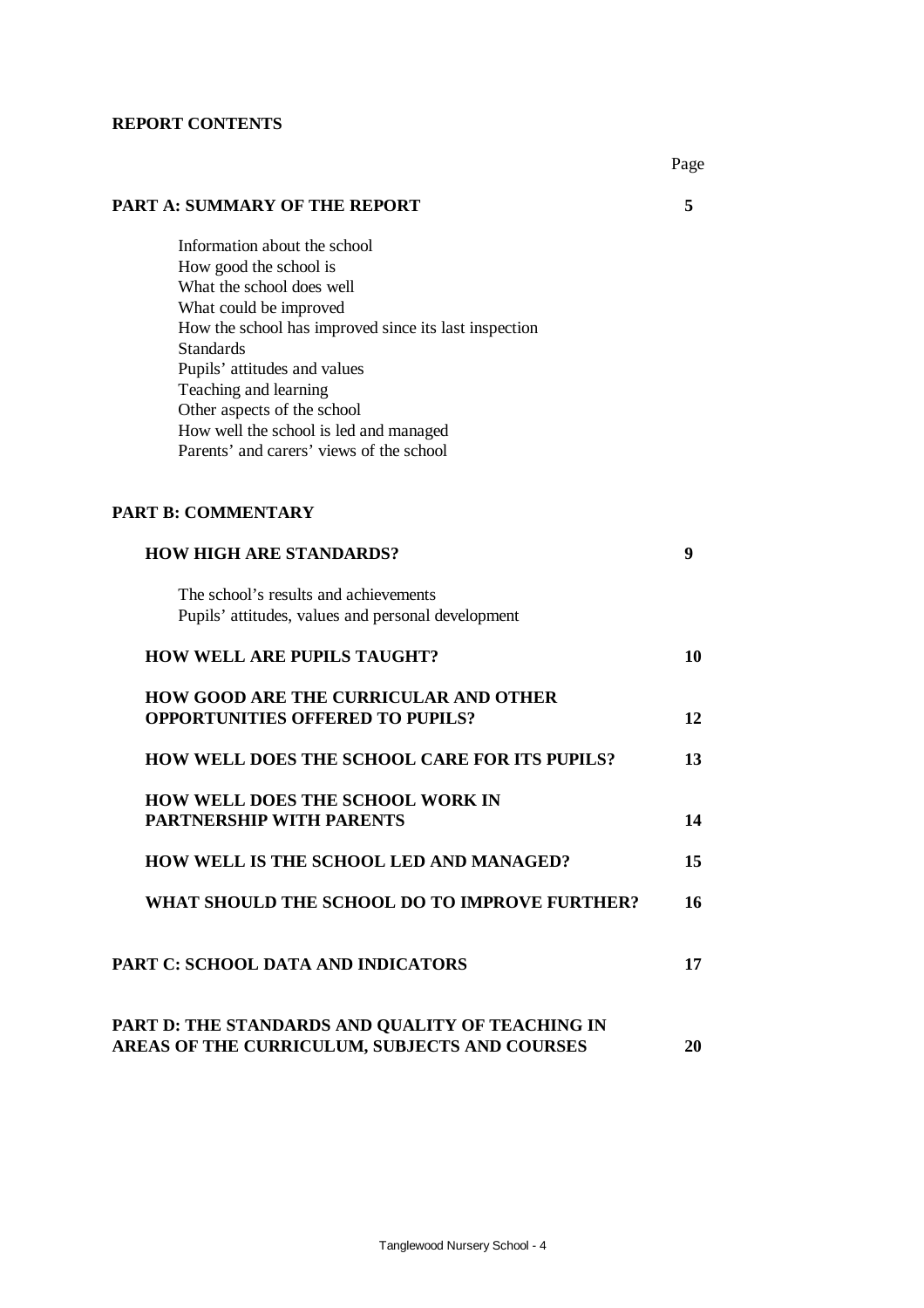**REPORT CONTENTS**

| | Page |
|---|---|
| **PART A: SUMMARY OF THE REPORT** | **5** |
| Information about the school<br>How good the school is<br>What the school does well<br>What could be improved<br>How the school has improved since its last inspection<br>Standards<br>Pupils' attitudes and values<br>Teaching and learning<br>Other aspects of the school<br>How well the school is led and managed<br>Parents' and carers' views of the school | |
| **PART B: COMMENTARY** | |
| **HOW HIGH ARE STANDARDS?** | **9** |
| The school's results and achievements<br>Pupils' attitudes, values and personal development | |
| **HOW WELL ARE PUPILS TAUGHT?** | **10** |
| **HOW GOOD ARE THE CURRICULAR AND OTHER OPPORTUNITIES OFFERED TO PUPILS?** | **12** |
| **HOW WELL DOES THE SCHOOL CARE FOR ITS PUPILS?** | **13** |
| **HOW WELL DOES THE SCHOOL WORK IN PARTNERSHIP WITH PARENTS** | **14** |
| **HOW WELL IS THE SCHOOL LED AND MANAGED?** | **15** |
| **WHAT SHOULD THE SCHOOL DO TO IMPROVE FURTHER?** | **16** |
| **PART C: SCHOOL DATA AND INDICATORS** | **17** |
| **PART D: THE STANDARDS AND QUALITY OF TEACHING IN AREAS OF THE CURRICULUM, SUBJECTS AND COURSES** | **20** |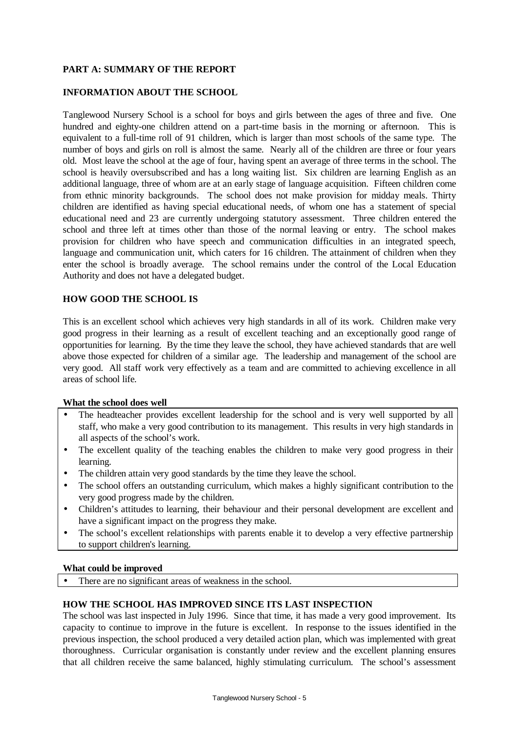## PART A: SUMMARY OF THE REPORT

### INFORMATION ABOUT THE SCHOOL

Tanglewood Nursery School is a school for boys and girls between the ages of three and five. One hundred and eighty-one children attend on a part-time basis in the morning or afternoon. This is equivalent to a full-time roll of 91 children, which is larger than most schools of the same type. The number of boys and girls on roll is almost the same. Nearly all of the children are three or four years old. Most leave the school at the age of four, having spent an average of three terms in the school. The school is heavily oversubscribed and has a long waiting list. Six children are learning English as an additional language, three of whom are at an early stage of language acquisition. Fifteen children come from ethnic minority backgrounds. The school does not make provision for midday meals. Thirty children are identified as having special educational needs, of whom one has a statement of special educational need and 23 are currently undergoing statutory assessment. Three children entered the school and three left at times other than those of the normal leaving or entry. The school makes provision for children who have speech and communication difficulties in an integrated speech, language and communication unit, which caters for 16 children. The attainment of children when they enter the school is broadly average. The school remains under the control of the Local Education Authority and does not have a delegated budget.

### HOW GOOD THE SCHOOL IS

This is an excellent school which achieves very high standards in all of its work. Children make very good progress in their learning as a result of excellent teaching and an exceptionally good range of opportunities for learning. By the time they leave the school, they have achieved standards that are well above those expected for children of a similar age. The leadership and management of the school are very good. All staff work very effectively as a team and are committed to achieving excellence in all areas of school life.

**What the school does well**

- The headteacher provides excellent leadership for the school and is very well supported by all staff, who make a very good contribution to its management. This results in very high standards in all aspects of the school's work.
- The excellent quality of the teaching enables the children to make very good progress in their learning.
- The children attain very good standards by the time they leave the school.
- The school offers an outstanding curriculum, which makes a highly significant contribution to the very good progress made by the children.
- Children's attitudes to learning, their behaviour and their personal development are excellent and have a significant impact on the progress they make.
- The school's excellent relationships with parents enable it to develop a very effective partnership to support children's learning.

**What could be improved**

- There are no significant areas of weakness in the school.

### HOW THE SCHOOL HAS IMPROVED SINCE ITS LAST INSPECTION

The school was last inspected in July 1996. Since that time, it has made a very good improvement. Its capacity to continue to improve in the future is excellent. In response to the issues identified in the previous inspection, the school produced a very detailed action plan, which was implemented with great thoroughness. Curricular organisation is constantly under review and the excellent planning ensures that all children receive the same balanced, highly stimulating curriculum. The school's assessment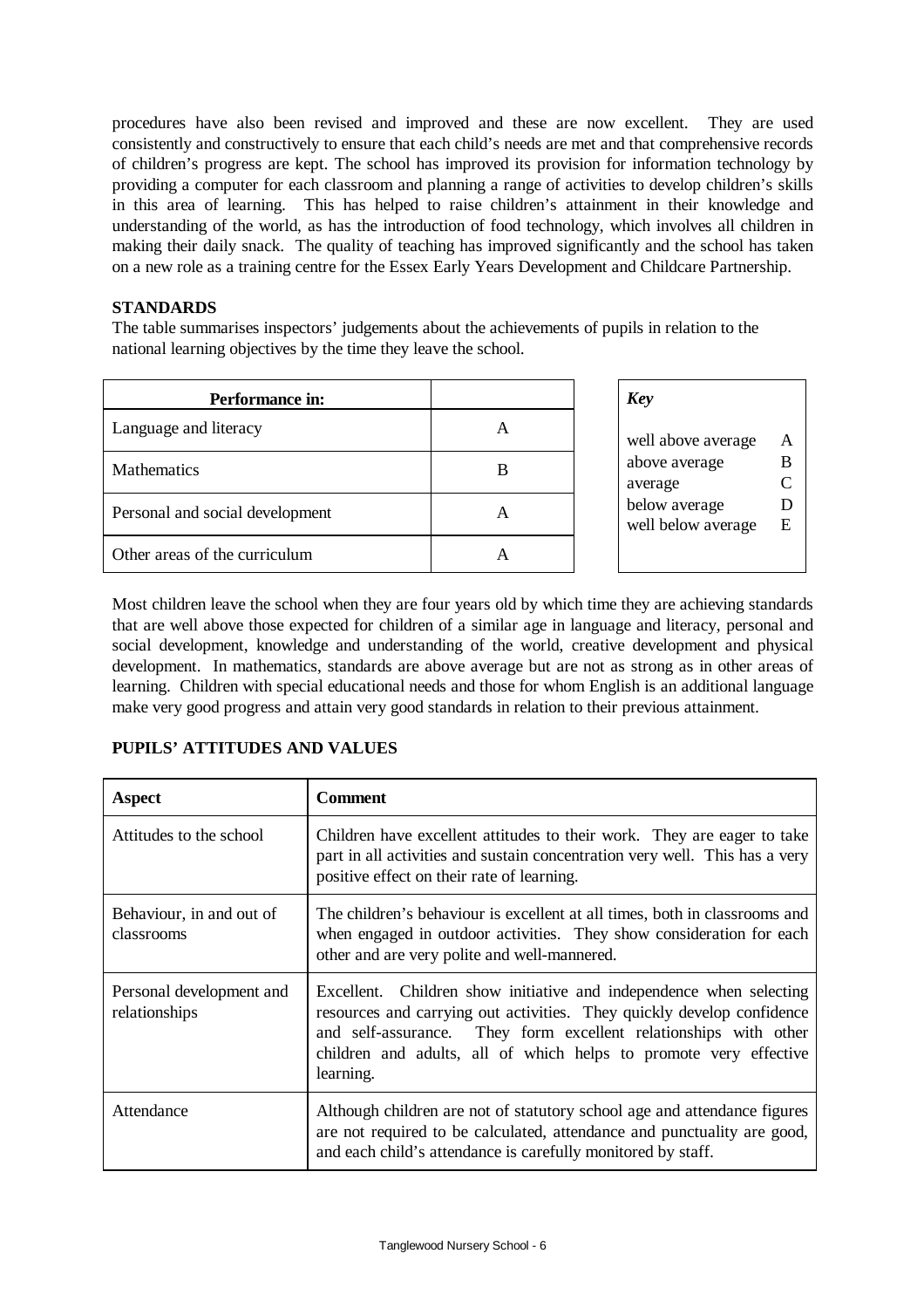procedures have also been revised and improved and these are now excellent. They are used consistently and constructively to ensure that each child's needs are met and that comprehensive records of children's progress are kept. The school has improved its provision for information technology by providing a computer for each classroom and planning a range of activities to develop children's skills in this area of learning. This has helped to raise children's attainment in their knowledge and understanding of the world, as has the introduction of food technology, which involves all children in making their daily snack. The quality of teaching has improved significantly and the school has taken on a new role as a training centre for the Essex Early Years Development and Childcare Partnership.

## STANDARDS

The table summarises inspectors' judgements about the achievements of pupils in relation to the national learning objectives by the time they leave the school.

| Performance in: | |
|---|---|
| Language and literacy | A |
| Mathematics | B |
| Personal and social development | A |
| Other areas of the curriculum | A |

| *Key* | |
|---|---|
| well above average | A |
| above average | B |
| average | C |
| below average | D |
| well below average | E |

Most children leave the school when they are four years old by which time they are achieving standards that are well above those expected for children of a similar age in language and literacy, personal and social development, knowledge and understanding of the world, creative development and physical development. In mathematics, standards are above average but are not as strong as in other areas of learning. Children with special educational needs and those for whom English is an additional language make very good progress and attain very good standards in relation to their previous attainment.

## PUPILS' ATTITUDES AND VALUES

| Aspect | Comment |
|---|---|
| Attitudes to the school | Children have excellent attitudes to their work. They are eager to take part in all activities and sustain concentration very well. This has a very positive effect on their rate of learning. |
| Behaviour, in and out of classrooms | The children's behaviour is excellent at all times, both in classrooms and when engaged in outdoor activities. They show consideration for each other and are very polite and well-mannered. |
| Personal development and relationships | Excellent. Children show initiative and independence when selecting resources and carrying out activities. They quickly develop confidence and self-assurance. They form excellent relationships with other children and adults, all of which helps to promote very effective learning. |
| Attendance | Although children are not of statutory school age and attendance figures are not required to be calculated, attendance and punctuality are good, and each child's attendance is carefully monitored by staff. |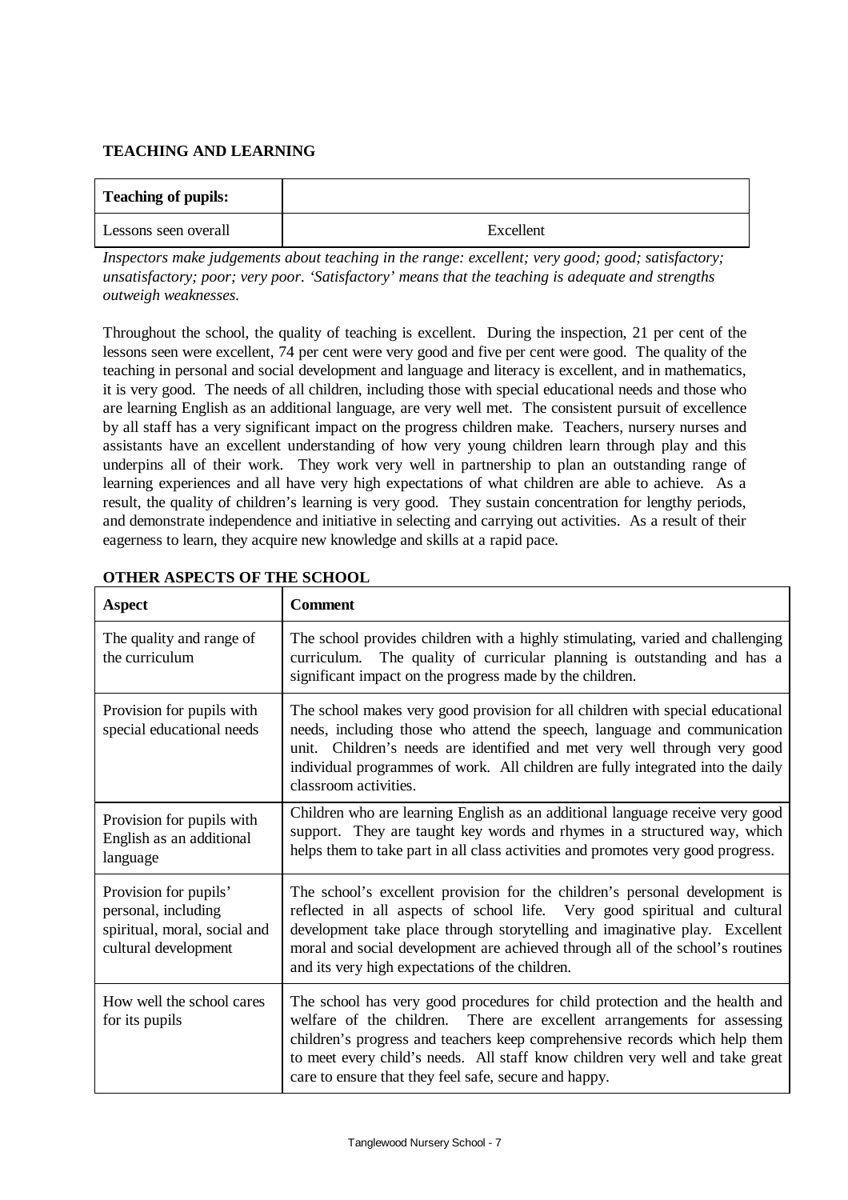## TEACHING AND LEARNING

| Teaching of pupils: | |
|---|---|
| Lessons seen overall | Excellent |

*Inspectors make judgements about teaching in the range: excellent; very good; good; satisfactory; unsatisfactory; poor; very poor. 'Satisfactory' means that the teaching is adequate and strengths outweigh weaknesses.*

Throughout the school, the quality of teaching is excellent. During the inspection, 21 per cent of the lessons seen were excellent, 74 per cent were very good and five per cent were good. The quality of the teaching in personal and social development and language and literacy is excellent, and in mathematics, it is very good. The needs of all children, including those with special educational needs and those who are learning English as an additional language, are very well met. The consistent pursuit of excellence by all staff has a very significant impact on the progress children make. Teachers, nursery nurses and assistants have an excellent understanding of how very young children learn through play and this underpins all of their work. They work very well in partnership to plan an outstanding range of learning experiences and all have very high expectations of what children are able to achieve. As a result, the quality of children's learning is very good. They sustain concentration for lengthy periods, and demonstrate independence and initiative in selecting and carrying out activities. As a result of their eagerness to learn, they acquire new knowledge and skills at a rapid pace.

## OTHER ASPECTS OF THE SCHOOL

| Aspect | Comment |
|---|---|
| The quality and range of the curriculum | The school provides children with a highly stimulating, varied and challenging curriculum. The quality of curricular planning is outstanding and has a significant impact on the progress made by the children. |
| Provision for pupils with special educational needs | The school makes very good provision for all children with special educational needs, including those who attend the speech, language and communication unit. Children's needs are identified and met very well through very good individual programmes of work. All children are fully integrated into the daily classroom activities. |
| Provision for pupils with English as an additional language | Children who are learning English as an additional language receive very good support. They are taught key words and rhymes in a structured way, which helps them to take part in all class activities and promotes very good progress. |
| Provision for pupils' personal, including spiritual, moral, social and cultural development | The school's excellent provision for the children's personal development is reflected in all aspects of school life. Very good spiritual and cultural development take place through storytelling and imaginative play. Excellent moral and social development are achieved through all of the school's routines and its very high expectations of the children. |
| How well the school cares for its pupils | The school has very good procedures for child protection and the health and welfare of the children. There are excellent arrangements for assessing children's progress and teachers keep comprehensive records which help them to meet every child's needs. All staff know children very well and take great care to ensure that they feel safe, secure and happy. |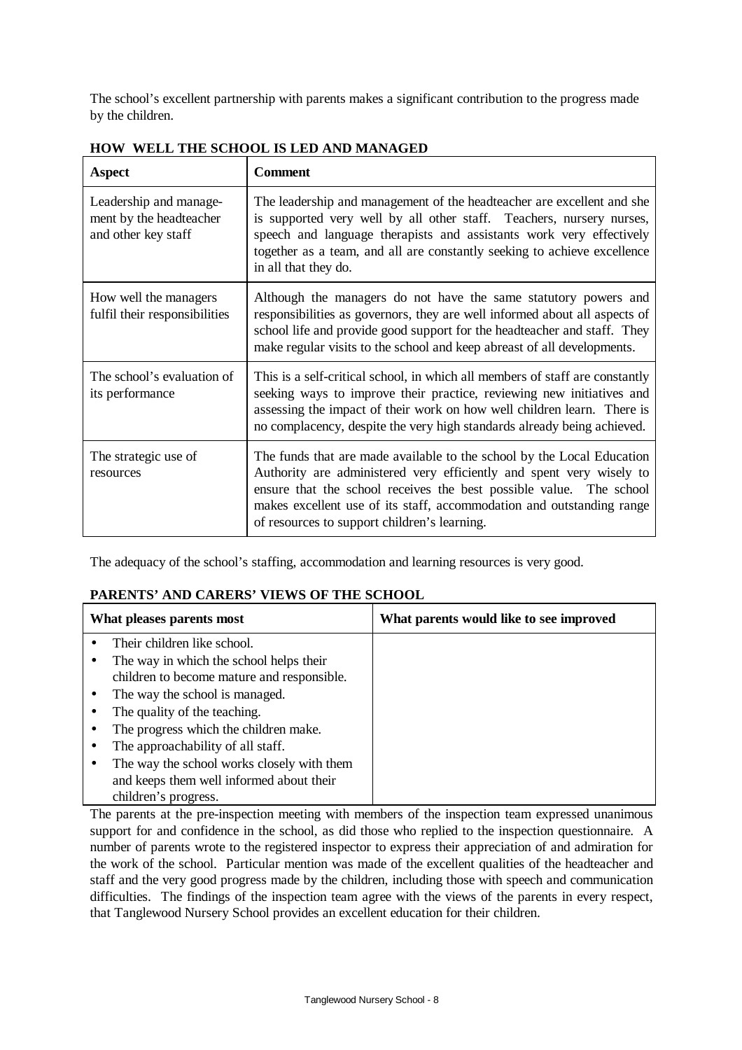The school's excellent partnership with parents makes a significant contribution to the progress made by the children.

**HOW WELL THE SCHOOL IS LED AND MANAGED**

| Aspect | Comment |
|---|---|
| Leadership and management by the headteacher and other key staff | The leadership and management of the headteacher are excellent and she is supported very well by all other staff. Teachers, nursery nurses, speech and language therapists and assistants work very effectively together as a team, and all are constantly seeking to achieve excellence in all that they do. |
| How well the managers fulfil their responsibilities | Although the managers do not have the same statutory powers and responsibilities as governors, they are well informed about all aspects of school life and provide good support for the headteacher and staff. They make regular visits to the school and keep abreast of all developments. |
| The school's evaluation of its performance | This is a self-critical school, in which all members of staff are constantly seeking ways to improve their practice, reviewing new initiatives and assessing the impact of their work on how well children learn. There is no complacency, despite the very high standards already being achieved. |
| The strategic use of resources | The funds that are made available to the school by the Local Education Authority are administered very efficiently and spent very wisely to ensure that the school receives the best possible value. The school makes excellent use of its staff, accommodation and outstanding range of resources to support children's learning. |

The adequacy of the school's staffing, accommodation and learning resources is very good.

**PARENTS' AND CARERS' VIEWS OF THE SCHOOL**

| What pleases parents most | What parents would like to see improved |
|---|---|
| • Their children like school.<br>• The way in which the school helps their children to become mature and responsible.<br>• The way the school is managed.<br>• The quality of the teaching.<br>• The progress which the children make.<br>• The approachability of all staff.<br>• The way the school works closely with them and keeps them well informed about their children's progress. | |

The parents at the pre-inspection meeting with members of the inspection team expressed unanimous support for and confidence in the school, as did those who replied to the inspection questionnaire. A number of parents wrote to the registered inspector to express their appreciation of and admiration for the work of the school. Particular mention was made of the excellent qualities of the headteacher and staff and the very good progress made by the children, including those with speech and communication difficulties. The findings of the inspection team agree with the views of the parents in every respect, that Tanglewood Nursery School provides an excellent education for their children.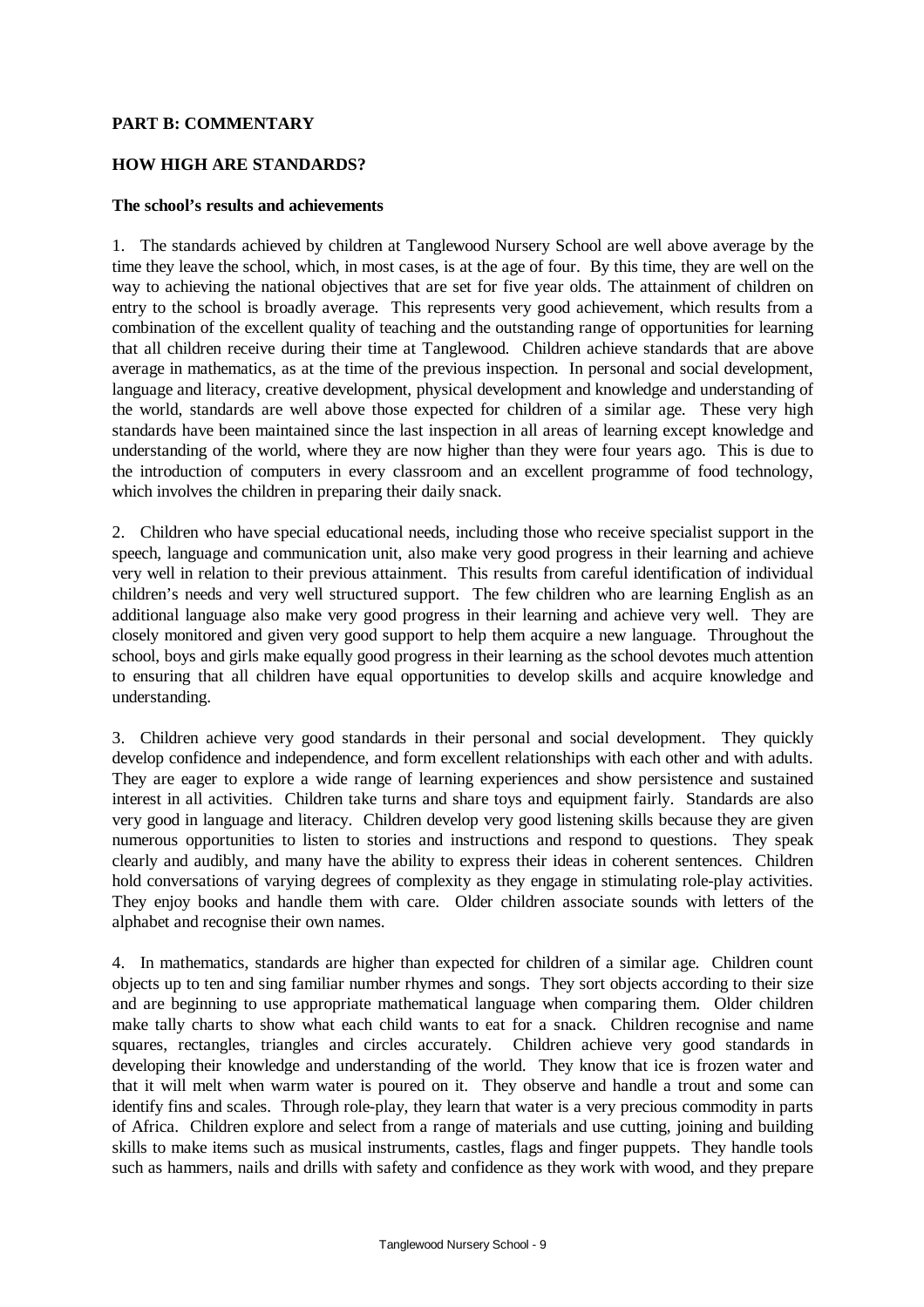## PART B: COMMENTARY

## HOW HIGH ARE STANDARDS?

### The school's results and achievements

1. The standards achieved by children at Tanglewood Nursery School are well above average by the time they leave the school, which, in most cases, is at the age of four. By this time, they are well on the way to achieving the national objectives that are set for five year olds. The attainment of children on entry to the school is broadly average. This represents very good achievement, which results from a combination of the excellent quality of teaching and the outstanding range of opportunities for learning that all children receive during their time at Tanglewood. Children achieve standards that are above average in mathematics, as at the time of the previous inspection. In personal and social development, language and literacy, creative development, physical development and knowledge and understanding of the world, standards are well above those expected for children of a similar age. These very high standards have been maintained since the last inspection in all areas of learning except knowledge and understanding of the world, where they are now higher than they were four years ago. This is due to the introduction of computers in every classroom and an excellent programme of food technology, which involves the children in preparing their daily snack.

2. Children who have special educational needs, including those who receive specialist support in the speech, language and communication unit, also make very good progress in their learning and achieve very well in relation to their previous attainment. This results from careful identification of individual children's needs and very well structured support. The few children who are learning English as an additional language also make very good progress in their learning and achieve very well. They are closely monitored and given very good support to help them acquire a new language. Throughout the school, boys and girls make equally good progress in their learning as the school devotes much attention to ensuring that all children have equal opportunities to develop skills and acquire knowledge and understanding.

3. Children achieve very good standards in their personal and social development. They quickly develop confidence and independence, and form excellent relationships with each other and with adults. They are eager to explore a wide range of learning experiences and show persistence and sustained interest in all activities. Children take turns and share toys and equipment fairly. Standards are also very good in language and literacy. Children develop very good listening skills because they are given numerous opportunities to listen to stories and instructions and respond to questions. They speak clearly and audibly, and many have the ability to express their ideas in coherent sentences. Children hold conversations of varying degrees of complexity as they engage in stimulating role-play activities. They enjoy books and handle them with care. Older children associate sounds with letters of the alphabet and recognise their own names.

4. In mathematics, standards are higher than expected for children of a similar age. Children count objects up to ten and sing familiar number rhymes and songs. They sort objects according to their size and are beginning to use appropriate mathematical language when comparing them. Older children make tally charts to show what each child wants to eat for a snack. Children recognise and name squares, rectangles, triangles and circles accurately. Children achieve very good standards in developing their knowledge and understanding of the world. They know that ice is frozen water and that it will melt when warm water is poured on it. They observe and handle a trout and some can identify fins and scales. Through role-play, they learn that water is a very precious commodity in parts of Africa. Children explore and select from a range of materials and use cutting, joining and building skills to make items such as musical instruments, castles, flags and finger puppets. They handle tools such as hammers, nails and drills with safety and confidence as they work with wood, and they prepare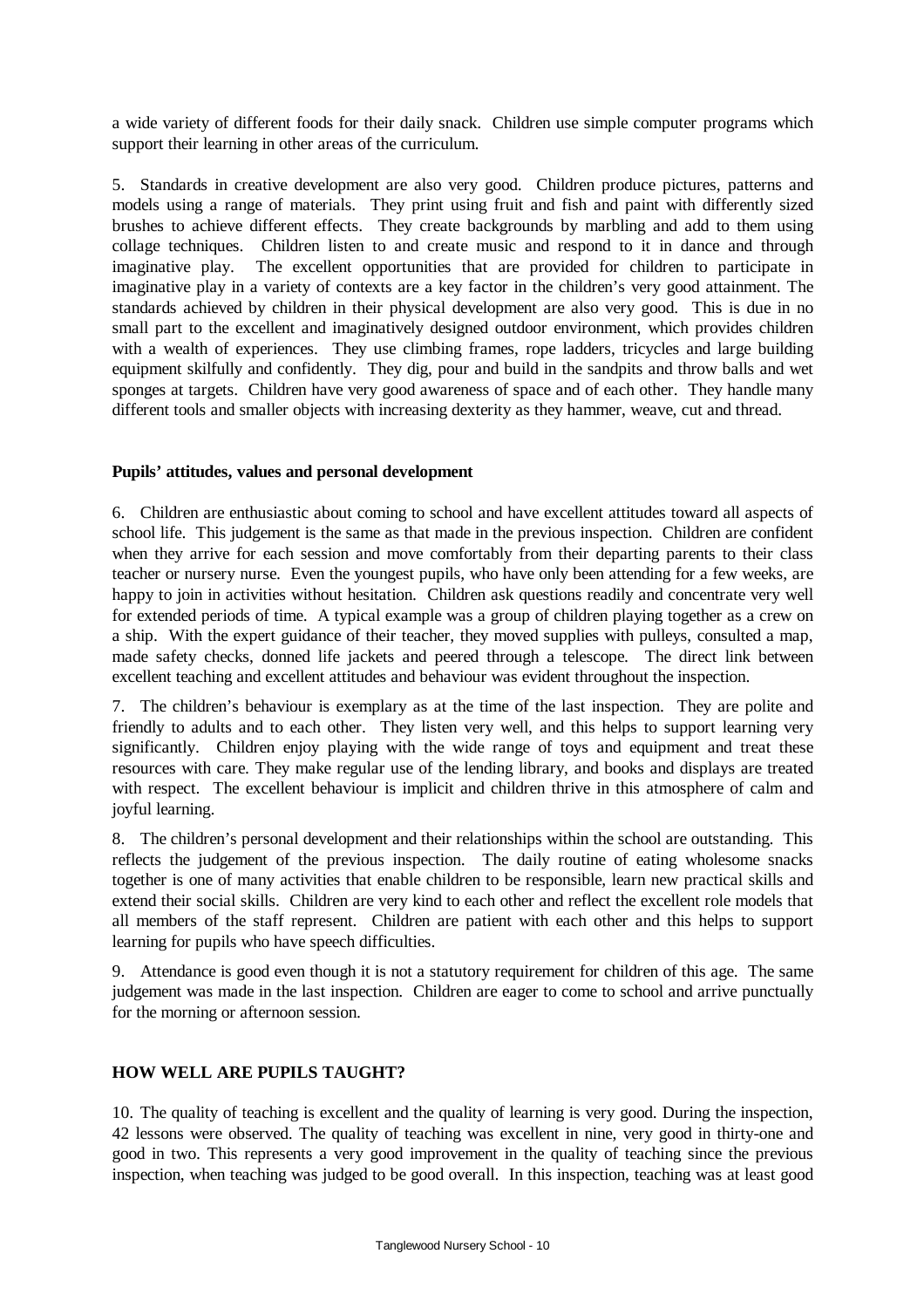a wide variety of different foods for their daily snack. Children use simple computer programs which support their learning in other areas of the curriculum.

5. Standards in creative development are also very good. Children produce pictures, patterns and models using a range of materials. They print using fruit and fish and paint with differently sized brushes to achieve different effects. They create backgrounds by marbling and add to them using collage techniques. Children listen to and create music and respond to it in dance and through imaginative play. The excellent opportunities that are provided for children to participate in imaginative play in a variety of contexts are a key factor in the children's very good attainment. The standards achieved by children in their physical development are also very good. This is due in no small part to the excellent and imaginatively designed outdoor environment, which provides children with a wealth of experiences. They use climbing frames, rope ladders, tricycles and large building equipment skilfully and confidently. They dig, pour and build in the sandpits and throw balls and wet sponges at targets. Children have very good awareness of space and of each other. They handle many different tools and smaller objects with increasing dexterity as they hammer, weave, cut and thread.

### Pupils' attitudes, values and personal development

6. Children are enthusiastic about coming to school and have excellent attitudes toward all aspects of school life. This judgement is the same as that made in the previous inspection. Children are confident when they arrive for each session and move comfortably from their departing parents to their class teacher or nursery nurse. Even the youngest pupils, who have only been attending for a few weeks, are happy to join in activities without hesitation. Children ask questions readily and concentrate very well for extended periods of time. A typical example was a group of children playing together as a crew on a ship. With the expert guidance of their teacher, they moved supplies with pulleys, consulted a map, made safety checks, donned life jackets and peered through a telescope. The direct link between excellent teaching and excellent attitudes and behaviour was evident throughout the inspection.

7. The children's behaviour is exemplary as at the time of the last inspection. They are polite and friendly to adults and to each other. They listen very well, and this helps to support learning very significantly. Children enjoy playing with the wide range of toys and equipment and treat these resources with care. They make regular use of the lending library, and books and displays are treated with respect. The excellent behaviour is implicit and children thrive in this atmosphere of calm and joyful learning.

8. The children's personal development and their relationships within the school are outstanding. This reflects the judgement of the previous inspection. The daily routine of eating wholesome snacks together is one of many activities that enable children to be responsible, learn new practical skills and extend their social skills. Children are very kind to each other and reflect the excellent role models that all members of the staff represent. Children are patient with each other and this helps to support learning for pupils who have speech difficulties.

9. Attendance is good even though it is not a statutory requirement for children of this age. The same judgement was made in the last inspection. Children are eager to come to school and arrive punctually for the morning or afternoon session.

## HOW WELL ARE PUPILS TAUGHT?

10. The quality of teaching is excellent and the quality of learning is very good. During the inspection, 42 lessons were observed. The quality of teaching was excellent in nine, very good in thirty-one and good in two. This represents a very good improvement in the quality of teaching since the previous inspection, when teaching was judged to be good overall. In this inspection, teaching was at least good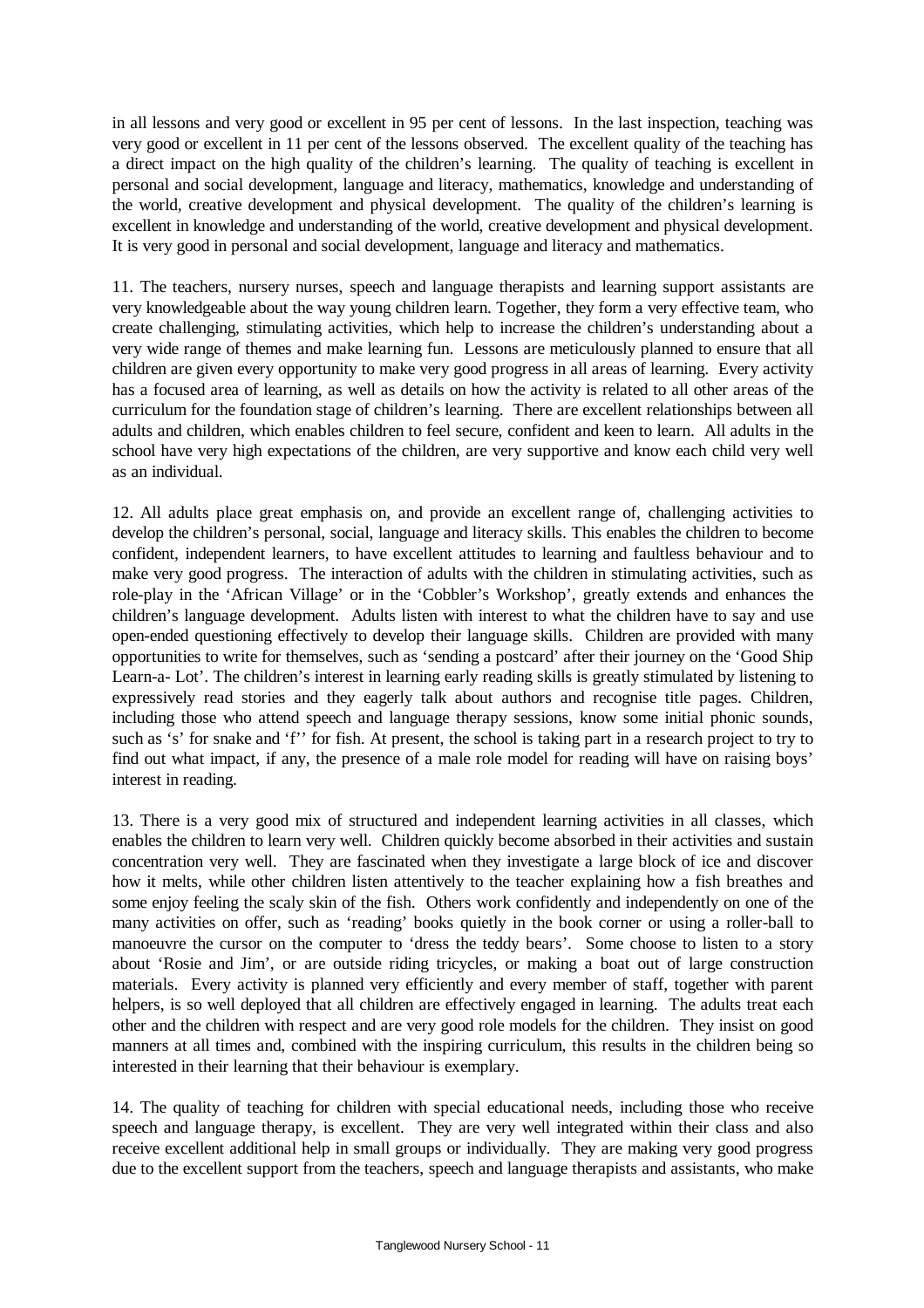in all lessons and very good or excellent in 95 per cent of lessons. In the last inspection, teaching was very good or excellent in 11 per cent of the lessons observed. The excellent quality of the teaching has a direct impact on the high quality of the children's learning. The quality of teaching is excellent in personal and social development, language and literacy, mathematics, knowledge and understanding of the world, creative development and physical development. The quality of the children's learning is excellent in knowledge and understanding of the world, creative development and physical development. It is very good in personal and social development, language and literacy and mathematics.

11. The teachers, nursery nurses, speech and language therapists and learning support assistants are very knowledgeable about the way young children learn. Together, they form a very effective team, who create challenging, stimulating activities, which help to increase the children's understanding about a very wide range of themes and make learning fun. Lessons are meticulously planned to ensure that all children are given every opportunity to make very good progress in all areas of learning. Every activity has a focused area of learning, as well as details on how the activity is related to all other areas of the curriculum for the foundation stage of children's learning. There are excellent relationships between all adults and children, which enables children to feel secure, confident and keen to learn. All adults in the school have very high expectations of the children, are very supportive and know each child very well as an individual.

12. All adults place great emphasis on, and provide an excellent range of, challenging activities to develop the children's personal, social, language and literacy skills. This enables the children to become confident, independent learners, to have excellent attitudes to learning and faultless behaviour and to make very good progress. The interaction of adults with the children in stimulating activities, such as role-play in the 'African Village' or in the 'Cobbler's Workshop', greatly extends and enhances the children's language development. Adults listen with interest to what the children have to say and use open-ended questioning effectively to develop their language skills. Children are provided with many opportunities to write for themselves, such as 'sending a postcard' after their journey on the 'Good Ship Learn-a- Lot'. The children's interest in learning early reading skills is greatly stimulated by listening to expressively read stories and they eagerly talk about authors and recognise title pages. Children, including those who attend speech and language therapy sessions, know some initial phonic sounds, such as 's' for snake and 'f'' for fish. At present, the school is taking part in a research project to try to find out what impact, if any, the presence of a male role model for reading will have on raising boys' interest in reading.

13. There is a very good mix of structured and independent learning activities in all classes, which enables the children to learn very well. Children quickly become absorbed in their activities and sustain concentration very well. They are fascinated when they investigate a large block of ice and discover how it melts, while other children listen attentively to the teacher explaining how a fish breathes and some enjoy feeling the scaly skin of the fish. Others work confidently and independently on one of the many activities on offer, such as 'reading' books quietly in the book corner or using a roller-ball to manoeuvre the cursor on the computer to 'dress the teddy bears'. Some choose to listen to a story about 'Rosie and Jim', or are outside riding tricycles, or making a boat out of large construction materials. Every activity is planned very efficiently and every member of staff, together with parent helpers, is so well deployed that all children are effectively engaged in learning. The adults treat each other and the children with respect and are very good role models for the children. They insist on good manners at all times and, combined with the inspiring curriculum, this results in the children being so interested in their learning that their behaviour is exemplary.

14. The quality of teaching for children with special educational needs, including those who receive speech and language therapy, is excellent. They are very well integrated within their class and also receive excellent additional help in small groups or individually. They are making very good progress due to the excellent support from the teachers, speech and language therapists and assistants, who make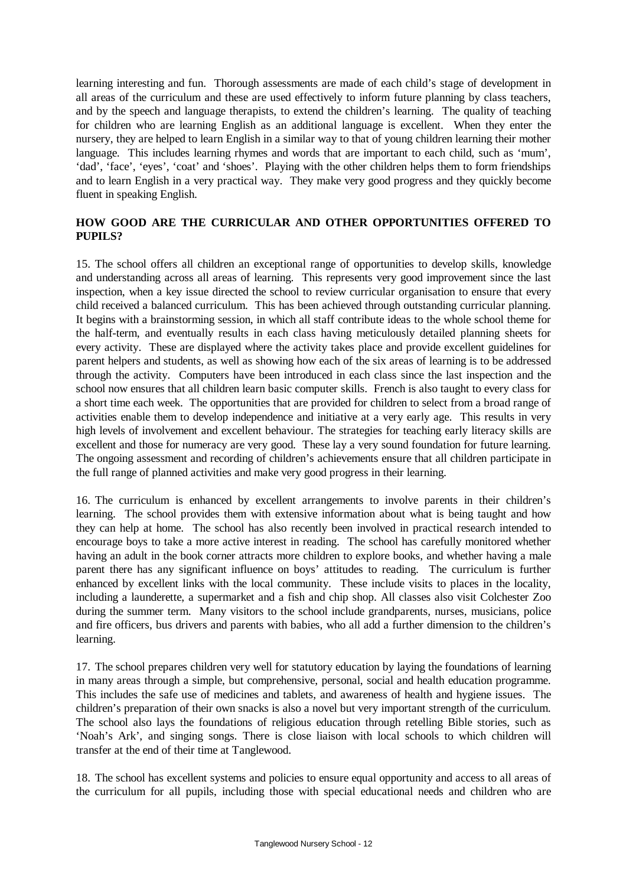learning interesting and fun. Thorough assessments are made of each child's stage of development in all areas of the curriculum and these are used effectively to inform future planning by class teachers, and by the speech and language therapists, to extend the children's learning. The quality of teaching for children who are learning English as an additional language is excellent. When they enter the nursery, they are helped to learn English in a similar way to that of young children learning their mother language. This includes learning rhymes and words that are important to each child, such as 'mum', 'dad', 'face', 'eyes', 'coat' and 'shoes'. Playing with the other children helps them to form friendships and to learn English in a very practical way. They make very good progress and they quickly become fluent in speaking English.

## HOW GOOD ARE THE CURRICULAR AND OTHER OPPORTUNITIES OFFERED TO PUPILS?

15. The school offers all children an exceptional range of opportunities to develop skills, knowledge and understanding across all areas of learning. This represents very good improvement since the last inspection, when a key issue directed the school to review curricular organisation to ensure that every child received a balanced curriculum. This has been achieved through outstanding curricular planning. It begins with a brainstorming session, in which all staff contribute ideas to the whole school theme for the half-term, and eventually results in each class having meticulously detailed planning sheets for every activity. These are displayed where the activity takes place and provide excellent guidelines for parent helpers and students, as well as showing how each of the six areas of learning is to be addressed through the activity. Computers have been introduced in each class since the last inspection and the school now ensures that all children learn basic computer skills. French is also taught to every class for a short time each week. The opportunities that are provided for children to select from a broad range of activities enable them to develop independence and initiative at a very early age. This results in very high levels of involvement and excellent behaviour. The strategies for teaching early literacy skills are excellent and those for numeracy are very good. These lay a very sound foundation for future learning. The ongoing assessment and recording of children's achievements ensure that all children participate in the full range of planned activities and make very good progress in their learning.

16. The curriculum is enhanced by excellent arrangements to involve parents in their children's learning. The school provides them with extensive information about what is being taught and how they can help at home. The school has also recently been involved in practical research intended to encourage boys to take a more active interest in reading. The school has carefully monitored whether having an adult in the book corner attracts more children to explore books, and whether having a male parent there has any significant influence on boys' attitudes to reading. The curriculum is further enhanced by excellent links with the local community. These include visits to places in the locality, including a launderette, a supermarket and a fish and chip shop. All classes also visit Colchester Zoo during the summer term. Many visitors to the school include grandparents, nurses, musicians, police and fire officers, bus drivers and parents with babies, who all add a further dimension to the children's learning.

17. The school prepares children very well for statutory education by laying the foundations of learning in many areas through a simple, but comprehensive, personal, social and health education programme. This includes the safe use of medicines and tablets, and awareness of health and hygiene issues. The children's preparation of their own snacks is also a novel but very important strength of the curriculum. The school also lays the foundations of religious education through retelling Bible stories, such as 'Noah's Ark', and singing songs. There is close liaison with local schools to which children will transfer at the end of their time at Tanglewood.

18. The school has excellent systems and policies to ensure equal opportunity and access to all areas of the curriculum for all pupils, including those with special educational needs and children who are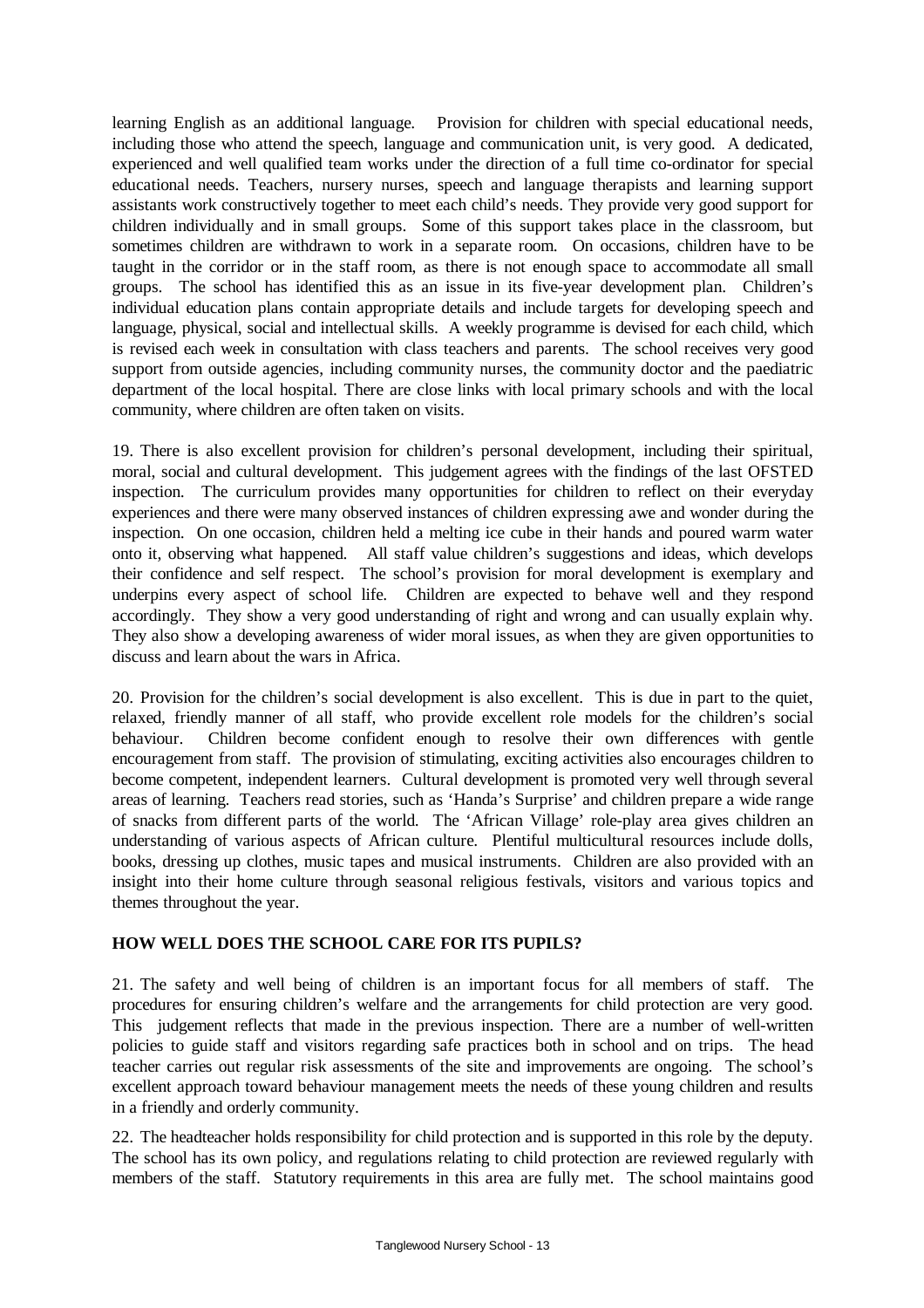learning English as an additional language. Provision for children with special educational needs, including those who attend the speech, language and communication unit, is very good. A dedicated, experienced and well qualified team works under the direction of a full time co-ordinator for special educational needs. Teachers, nursery nurses, speech and language therapists and learning support assistants work constructively together to meet each child's needs. They provide very good support for children individually and in small groups. Some of this support takes place in the classroom, but sometimes children are withdrawn to work in a separate room. On occasions, children have to be taught in the corridor or in the staff room, as there is not enough space to accommodate all small groups. The school has identified this as an issue in its five-year development plan. Children's individual education plans contain appropriate details and include targets for developing speech and language, physical, social and intellectual skills. A weekly programme is devised for each child, which is revised each week in consultation with class teachers and parents. The school receives very good support from outside agencies, including community nurses, the community doctor and the paediatric department of the local hospital. There are close links with local primary schools and with the local community, where children are often taken on visits.

19. There is also excellent provision for children's personal development, including their spiritual, moral, social and cultural development. This judgement agrees with the findings of the last OFSTED inspection. The curriculum provides many opportunities for children to reflect on their everyday experiences and there were many observed instances of children expressing awe and wonder during the inspection. On one occasion, children held a melting ice cube in their hands and poured warm water onto it, observing what happened. All staff value children's suggestions and ideas, which develops their confidence and self respect. The school's provision for moral development is exemplary and underpins every aspect of school life. Children are expected to behave well and they respond accordingly. They show a very good understanding of right and wrong and can usually explain why. They also show a developing awareness of wider moral issues, as when they are given opportunities to discuss and learn about the wars in Africa.

20. Provision for the children's social development is also excellent. This is due in part to the quiet, relaxed, friendly manner of all staff, who provide excellent role models for the children's social behaviour. Children become confident enough to resolve their own differences with gentle encouragement from staff. The provision of stimulating, exciting activities also encourages children to become competent, independent learners. Cultural development is promoted very well through several areas of learning. Teachers read stories, such as 'Handa's Surprise' and children prepare a wide range of snacks from different parts of the world. The 'African Village' role-play area gives children an understanding of various aspects of African culture. Plentiful multicultural resources include dolls, books, dressing up clothes, music tapes and musical instruments. Children are also provided with an insight into their home culture through seasonal religious festivals, visitors and various topics and themes throughout the year.

## HOW WELL DOES THE SCHOOL CARE FOR ITS PUPILS?

21. The safety and well being of children is an important focus for all members of staff. The procedures for ensuring children's welfare and the arrangements for child protection are very good. This judgement reflects that made in the previous inspection. There are a number of well-written policies to guide staff and visitors regarding safe practices both in school and on trips. The head teacher carries out regular risk assessments of the site and improvements are ongoing. The school's excellent approach toward behaviour management meets the needs of these young children and results in a friendly and orderly community.

22. The headteacher holds responsibility for child protection and is supported in this role by the deputy. The school has its own policy, and regulations relating to child protection are reviewed regularly with members of the staff. Statutory requirements in this area are fully met. The school maintains good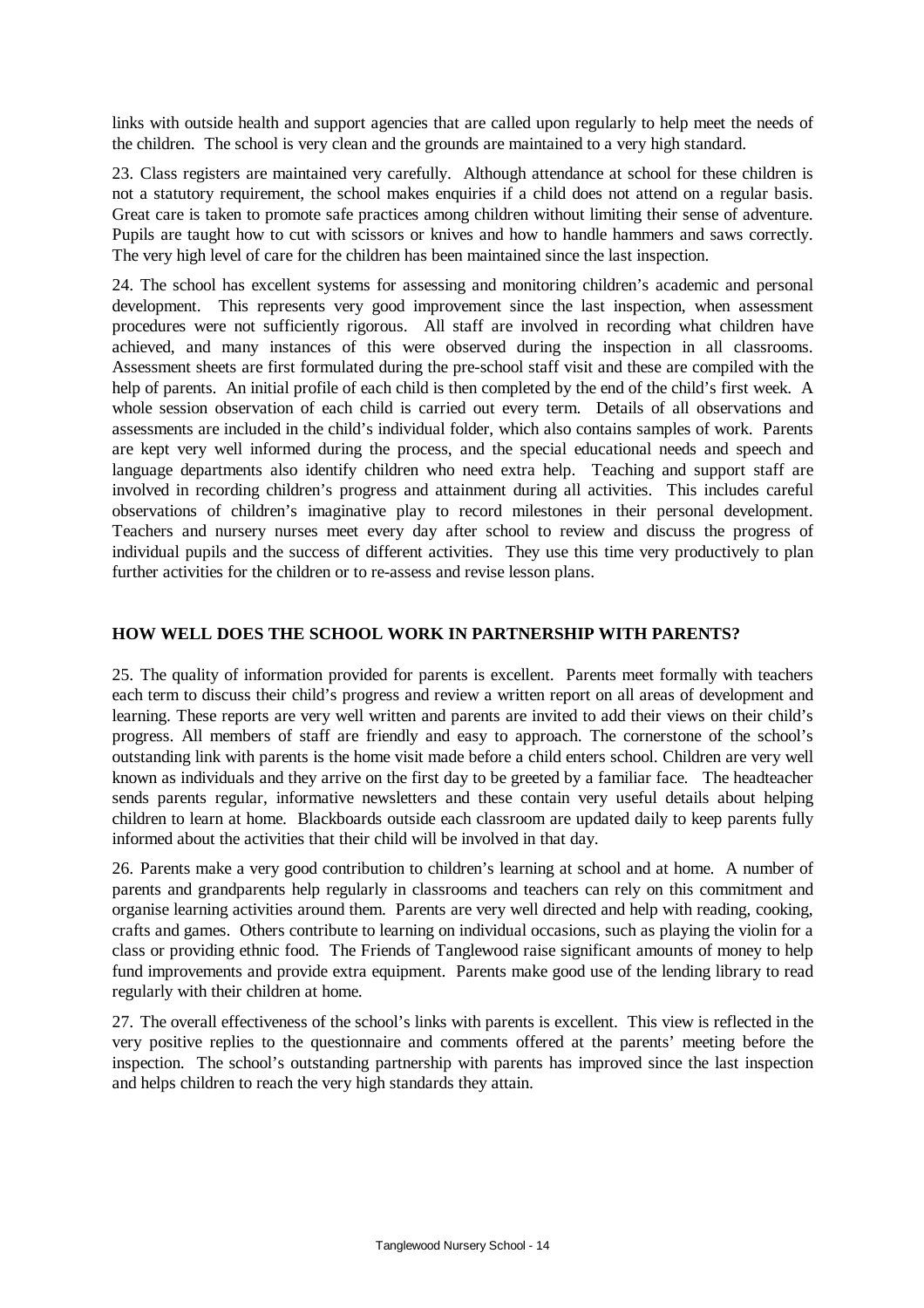links with outside health and support agencies that are called upon regularly to help meet the needs of the children. The school is very clean and the grounds are maintained to a very high standard.

23. Class registers are maintained very carefully. Although attendance at school for these children is not a statutory requirement, the school makes enquiries if a child does not attend on a regular basis. Great care is taken to promote safe practices among children without limiting their sense of adventure. Pupils are taught how to cut with scissors or knives and how to handle hammers and saws correctly. The very high level of care for the children has been maintained since the last inspection.

24. The school has excellent systems for assessing and monitoring children's academic and personal development. This represents very good improvement since the last inspection, when assessment procedures were not sufficiently rigorous. All staff are involved in recording what children have achieved, and many instances of this were observed during the inspection in all classrooms. Assessment sheets are first formulated during the pre-school staff visit and these are compiled with the help of parents. An initial profile of each child is then completed by the end of the child's first week. A whole session observation of each child is carried out every term. Details of all observations and assessments are included in the child's individual folder, which also contains samples of work. Parents are kept very well informed during the process, and the special educational needs and speech and language departments also identify children who need extra help. Teaching and support staff are involved in recording children's progress and attainment during all activities. This includes careful observations of children's imaginative play to record milestones in their personal development. Teachers and nursery nurses meet every day after school to review and discuss the progress of individual pupils and the success of different activities. They use this time very productively to plan further activities for the children or to re-assess and revise lesson plans.

## HOW WELL DOES THE SCHOOL WORK IN PARTNERSHIP WITH PARENTS?

25. The quality of information provided for parents is excellent. Parents meet formally with teachers each term to discuss their child's progress and review a written report on all areas of development and learning. These reports are very well written and parents are invited to add their views on their child's progress. All members of staff are friendly and easy to approach. The cornerstone of the school's outstanding link with parents is the home visit made before a child enters school. Children are very well known as individuals and they arrive on the first day to be greeted by a familiar face. The headteacher sends parents regular, informative newsletters and these contain very useful details about helping children to learn at home. Blackboards outside each classroom are updated daily to keep parents fully informed about the activities that their child will be involved in that day.

26. Parents make a very good contribution to children's learning at school and at home. A number of parents and grandparents help regularly in classrooms and teachers can rely on this commitment and organise learning activities around them. Parents are very well directed and help with reading, cooking, crafts and games. Others contribute to learning on individual occasions, such as playing the violin for a class or providing ethnic food. The Friends of Tanglewood raise significant amounts of money to help fund improvements and provide extra equipment. Parents make good use of the lending library to read regularly with their children at home.

27. The overall effectiveness of the school's links with parents is excellent. This view is reflected in the very positive replies to the questionnaire and comments offered at the parents' meeting before the inspection. The school's outstanding partnership with parents has improved since the last inspection and helps children to reach the very high standards they attain.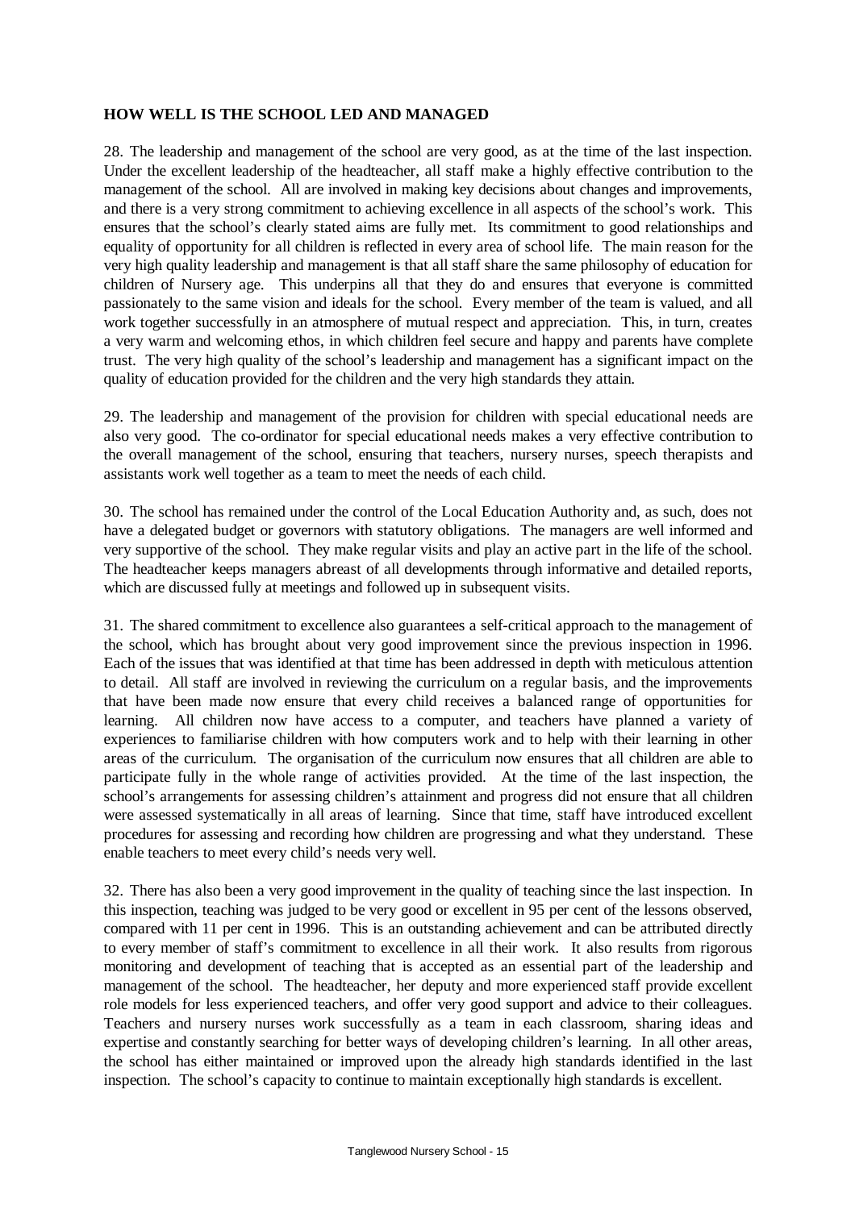**HOW WELL IS THE SCHOOL LED AND MANAGED**

28. The leadership and management of the school are very good, as at the time of the last inspection. Under the excellent leadership of the headteacher, all staff make a highly effective contribution to the management of the school. All are involved in making key decisions about changes and improvements, and there is a very strong commitment to achieving excellence in all aspects of the school's work. This ensures that the school's clearly stated aims are fully met. Its commitment to good relationships and equality of opportunity for all children is reflected in every area of school life. The main reason for the very high quality leadership and management is that all staff share the same philosophy of education for children of Nursery age. This underpins all that they do and ensures that everyone is committed passionately to the same vision and ideals for the school. Every member of the team is valued, and all work together successfully in an atmosphere of mutual respect and appreciation. This, in turn, creates a very warm and welcoming ethos, in which children feel secure and happy and parents have complete trust. The very high quality of the school's leadership and management has a significant impact on the quality of education provided for the children and the very high standards they attain.

29. The leadership and management of the provision for children with special educational needs are also very good. The co-ordinator for special educational needs makes a very effective contribution to the overall management of the school, ensuring that teachers, nursery nurses, speech therapists and assistants work well together as a team to meet the needs of each child.

30. The school has remained under the control of the Local Education Authority and, as such, does not have a delegated budget or governors with statutory obligations. The managers are well informed and very supportive of the school. They make regular visits and play an active part in the life of the school. The headteacher keeps managers abreast of all developments through informative and detailed reports, which are discussed fully at meetings and followed up in subsequent visits.

31. The shared commitment to excellence also guarantees a self-critical approach to the management of the school, which has brought about very good improvement since the previous inspection in 1996. Each of the issues that was identified at that time has been addressed in depth with meticulous attention to detail. All staff are involved in reviewing the curriculum on a regular basis, and the improvements that have been made now ensure that every child receives a balanced range of opportunities for learning. All children now have access to a computer, and teachers have planned a variety of experiences to familiarise children with how computers work and to help with their learning in other areas of the curriculum. The organisation of the curriculum now ensures that all children are able to participate fully in the whole range of activities provided. At the time of the last inspection, the school's arrangements for assessing children's attainment and progress did not ensure that all children were assessed systematically in all areas of learning. Since that time, staff have introduced excellent procedures for assessing and recording how children are progressing and what they understand. These enable teachers to meet every child's needs very well.

32. There has also been a very good improvement in the quality of teaching since the last inspection. In this inspection, teaching was judged to be very good or excellent in 95 per cent of the lessons observed, compared with 11 per cent in 1996. This is an outstanding achievement and can be attributed directly to every member of staff's commitment to excellence in all their work. It also results from rigorous monitoring and development of teaching that is accepted as an essential part of the leadership and management of the school. The headteacher, her deputy and more experienced staff provide excellent role models for less experienced teachers, and offer very good support and advice to their colleagues. Teachers and nursery nurses work successfully as a team in each classroom, sharing ideas and expertise and constantly searching for better ways of developing children's learning. In all other areas, the school has either maintained or improved upon the already high standards identified in the last inspection. The school's capacity to continue to maintain exceptionally high standards is excellent.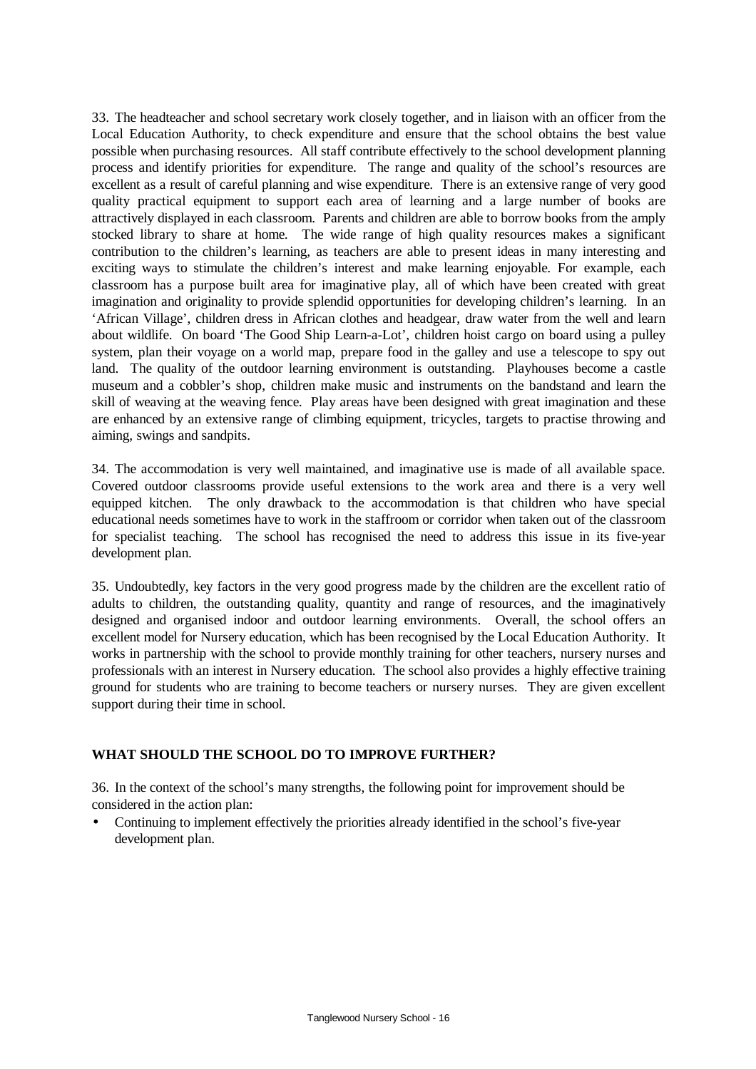33. The headteacher and school secretary work closely together, and in liaison with an officer from the Local Education Authority, to check expenditure and ensure that the school obtains the best value possible when purchasing resources. All staff contribute effectively to the school development planning process and identify priorities for expenditure. The range and quality of the school's resources are excellent as a result of careful planning and wise expenditure. There is an extensive range of very good quality practical equipment to support each area of learning and a large number of books are attractively displayed in each classroom. Parents and children are able to borrow books from the amply stocked library to share at home. The wide range of high quality resources makes a significant contribution to the children's learning, as teachers are able to present ideas in many interesting and exciting ways to stimulate the children's interest and make learning enjoyable. For example, each classroom has a purpose built area for imaginative play, all of which have been created with great imagination and originality to provide splendid opportunities for developing children's learning. In an 'African Village', children dress in African clothes and headgear, draw water from the well and learn about wildlife. On board 'The Good Ship Learn-a-Lot', children hoist cargo on board using a pulley system, plan their voyage on a world map, prepare food in the galley and use a telescope to spy out land. The quality of the outdoor learning environment is outstanding. Playhouses become a castle museum and a cobbler's shop, children make music and instruments on the bandstand and learn the skill of weaving at the weaving fence. Play areas have been designed with great imagination and these are enhanced by an extensive range of climbing equipment, tricycles, targets to practise throwing and aiming, swings and sandpits.

34. The accommodation is very well maintained, and imaginative use is made of all available space. Covered outdoor classrooms provide useful extensions to the work area and there is a very well equipped kitchen. The only drawback to the accommodation is that children who have special educational needs sometimes have to work in the staffroom or corridor when taken out of the classroom for specialist teaching. The school has recognised the need to address this issue in its five-year development plan.

35. Undoubtedly, key factors in the very good progress made by the children are the excellent ratio of adults to children, the outstanding quality, quantity and range of resources, and the imaginatively designed and organised indoor and outdoor learning environments. Overall, the school offers an excellent model for Nursery education, which has been recognised by the Local Education Authority. It works in partnership with the school to provide monthly training for other teachers, nursery nurses and professionals with an interest in Nursery education. The school also provides a highly effective training ground for students who are training to become teachers or nursery nurses. They are given excellent support during their time in school.

## WHAT SHOULD THE SCHOOL DO TO IMPROVE FURTHER?

36. In the context of the school's many strengths, the following point for improvement should be considered in the action plan:

- Continuing to implement effectively the priorities already identified in the school's five-year development plan.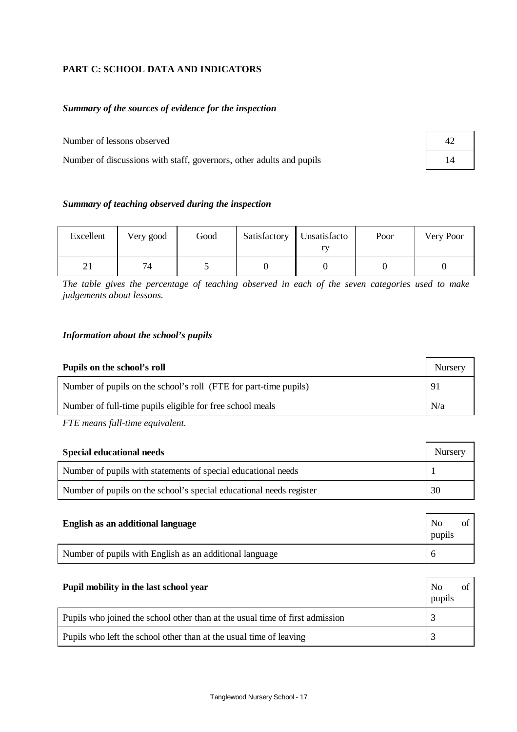**PART C: SCHOOL DATA AND INDICATORS**

***Summary of the sources of evidence for the inspection***

| | |
|---|---|
| Number of lessons observed | 42 |
| Number of discussions with staff, governors, other adults and pupils | 14 |

***Summary of teaching observed during the inspection***

| Excellent | Very good | Good | Satisfactory | Unsatisfactory | Poor | Very Poor |
|---|---|---|---|---|---|---|
| 21 | 74 | 5 | 0 | 0 | 0 | 0 |

*The table gives the percentage of teaching observed in each of the seven categories used to make judgements about lessons.*

***Information about the school's pupils***

| **Pupils on the school's roll** | Nursery |
|---|---|
| Number of pupils on the school's roll (FTE for part-time pupils) | 91 |
| Number of full-time pupils eligible for free school meals | N/a |

*FTE means full-time equivalent.*

| **Special educational needs** | Nursery |
|---|---|
| Number of pupils with statements of special educational needs | 1 |
| Number of pupils on the school's special educational needs register | 30 |

| **English as an additional language** | No of pupils |
|---|---|
| Number of pupils with English as an additional language | 6 |

| **Pupil mobility in the last school year** | No of pupils |
|---|---|
| Pupils who joined the school other than at the usual time of first admission | 3 |
| Pupils who left the school other than at the usual time of leaving | 3 |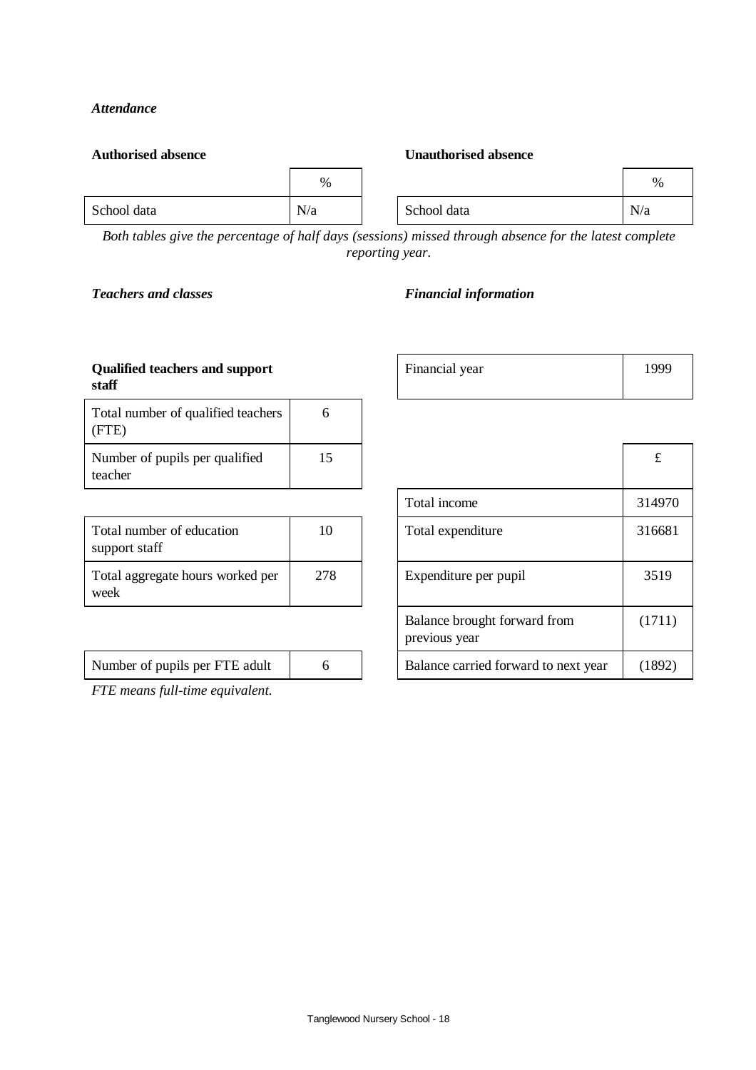*Attendance*

**Authorised absence**

| | % |
|---|---|
| School data | N/a |

**Unauthorised absence**

| | % |
|---|---|
| School data | N/a |

*Both tables give the percentage of half days (sessions) missed through absence for the latest complete reporting year.*

*Teachers and classes*

**Qualified teachers and support staff**

| | |
|---|---|
| Total number of qualified teachers (FTE) | 6 |
| Number of pupils per qualified teacher | 15 |

| | |
|---|---|
| Total number of education support staff | 10 |
| Total aggregate hours worked per week | 278 |

| | |
|---|---|
| Number of pupils per FTE adult | 6 |

*FTE means full-time equivalent.*

*Financial information*

| | |
|---|---|
| Financial year | 1999 |

| | £ |
|---|---|
| Total income | 314970 |
| Total expenditure | 316681 |
| Expenditure per pupil | 3519 |
| Balance brought forward from previous year | (1711) |
| Balance carried forward to next year | (1892) |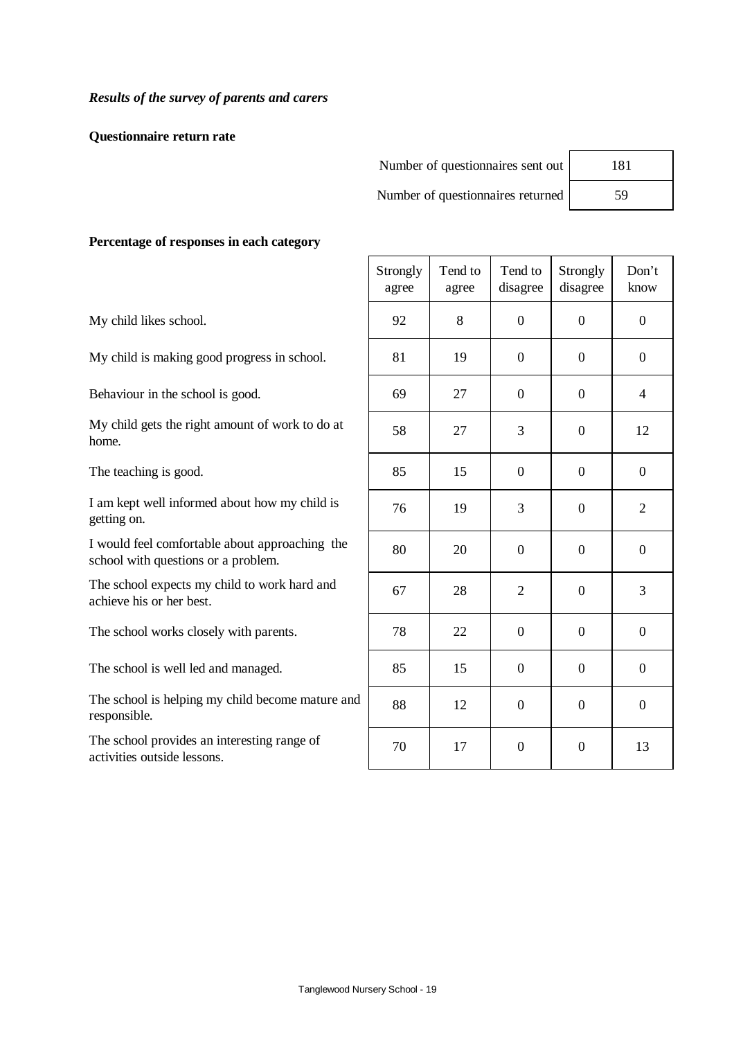*Results of the survey of parents and carers*

**Questionnaire return rate**

| | |
|---|---|
| Number of questionnaires sent out | 181 |
| Number of questionnaires returned | 59 |

**Percentage of responses in each category**

| | Strongly agree | Tend to agree | Tend to disagree | Strongly disagree | Don't know |
|---|---|---|---|---|---|
| My child likes school. | 92 | 8 | 0 | 0 | 0 |
| My child is making good progress in school. | 81 | 19 | 0 | 0 | 0 |
| Behaviour in the school is good. | 69 | 27 | 0 | 0 | 4 |
| My child gets the right amount of work to do at home. | 58 | 27 | 3 | 0 | 12 |
| The teaching is good. | 85 | 15 | 0 | 0 | 0 |
| I am kept well informed about how my child is getting on. | 76 | 19 | 3 | 0 | 2 |
| I would feel comfortable about approaching the school with questions or a problem. | 80 | 20 | 0 | 0 | 0 |
| The school expects my child to work hard and achieve his or her best. | 67 | 28 | 2 | 0 | 3 |
| The school works closely with parents. | 78 | 22 | 0 | 0 | 0 |
| The school is well led and managed. | 85 | 15 | 0 | 0 | 0 |
| The school is helping my child become mature and responsible. | 88 | 12 | 0 | 0 | 0 |
| The school provides an interesting range of activities outside lessons. | 70 | 17 | 0 | 0 | 13 |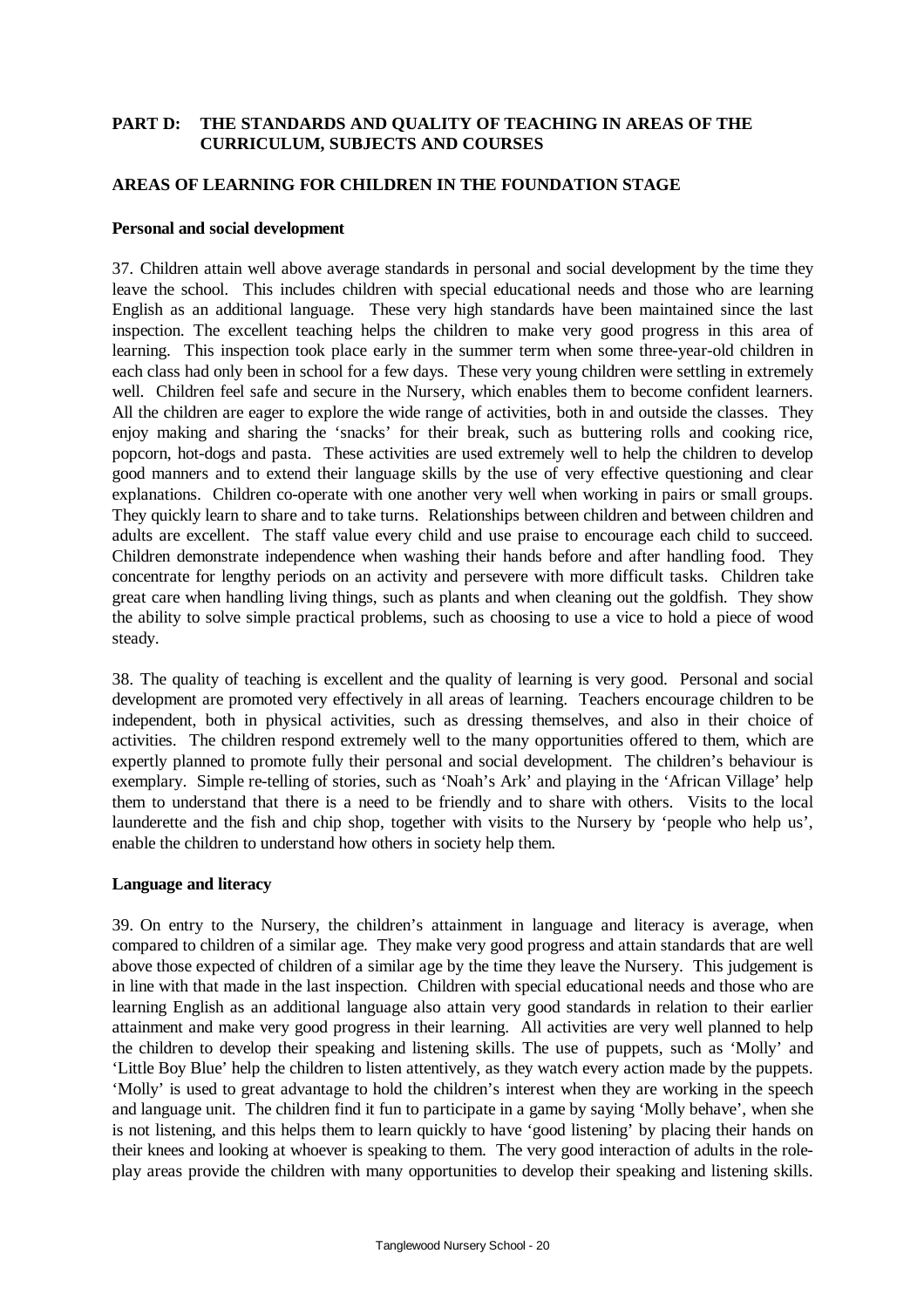**PART D: THE STANDARDS AND QUALITY OF TEACHING IN AREAS OF THE CURRICULUM, SUBJECTS AND COURSES**

**AREAS OF LEARNING FOR CHILDREN IN THE FOUNDATION STAGE**

**Personal and social development**

37. Children attain well above average standards in personal and social development by the time they leave the school. This includes children with special educational needs and those who are learning English as an additional language. These very high standards have been maintained since the last inspection. The excellent teaching helps the children to make very good progress in this area of learning. This inspection took place early in the summer term when some three-year-old children in each class had only been in school for a few days. These very young children were settling in extremely well. Children feel safe and secure in the Nursery, which enables them to become confident learners. All the children are eager to explore the wide range of activities, both in and outside the classes. They enjoy making and sharing the 'snacks' for their break, such as buttering rolls and cooking rice, popcorn, hot-dogs and pasta. These activities are used extremely well to help the children to develop good manners and to extend their language skills by the use of very effective questioning and clear explanations. Children co-operate with one another very well when working in pairs or small groups. They quickly learn to share and to take turns. Relationships between children and between children and adults are excellent. The staff value every child and use praise to encourage each child to succeed. Children demonstrate independence when washing their hands before and after handling food. They concentrate for lengthy periods on an activity and persevere with more difficult tasks. Children take great care when handling living things, such as plants and when cleaning out the goldfish. They show the ability to solve simple practical problems, such as choosing to use a vice to hold a piece of wood steady.

38. The quality of teaching is excellent and the quality of learning is very good. Personal and social development are promoted very effectively in all areas of learning. Teachers encourage children to be independent, both in physical activities, such as dressing themselves, and also in their choice of activities. The children respond extremely well to the many opportunities offered to them, which are expertly planned to promote fully their personal and social development. The children's behaviour is exemplary. Simple re-telling of stories, such as 'Noah's Ark' and playing in the 'African Village' help them to understand that there is a need to be friendly and to share with others. Visits to the local launderette and the fish and chip shop, together with visits to the Nursery by 'people who help us', enable the children to understand how others in society help them.

**Language and literacy**

39. On entry to the Nursery, the children's attainment in language and literacy is average, when compared to children of a similar age. They make very good progress and attain standards that are well above those expected of children of a similar age by the time they leave the Nursery. This judgement is in line with that made in the last inspection. Children with special educational needs and those who are learning English as an additional language also attain very good standards in relation to their earlier attainment and make very good progress in their learning. All activities are very well planned to help the children to develop their speaking and listening skills. The use of puppets, such as 'Molly' and 'Little Boy Blue' help the children to listen attentively, as they watch every action made by the puppets. 'Molly' is used to great advantage to hold the children's interest when they are working in the speech and language unit. The children find it fun to participate in a game by saying 'Molly behave', when she is not listening, and this helps them to learn quickly to have 'good listening' by placing their hands on their knees and looking at whoever is speaking to them. The very good interaction of adults in the role-play areas provide the children with many opportunities to develop their speaking and listening skills.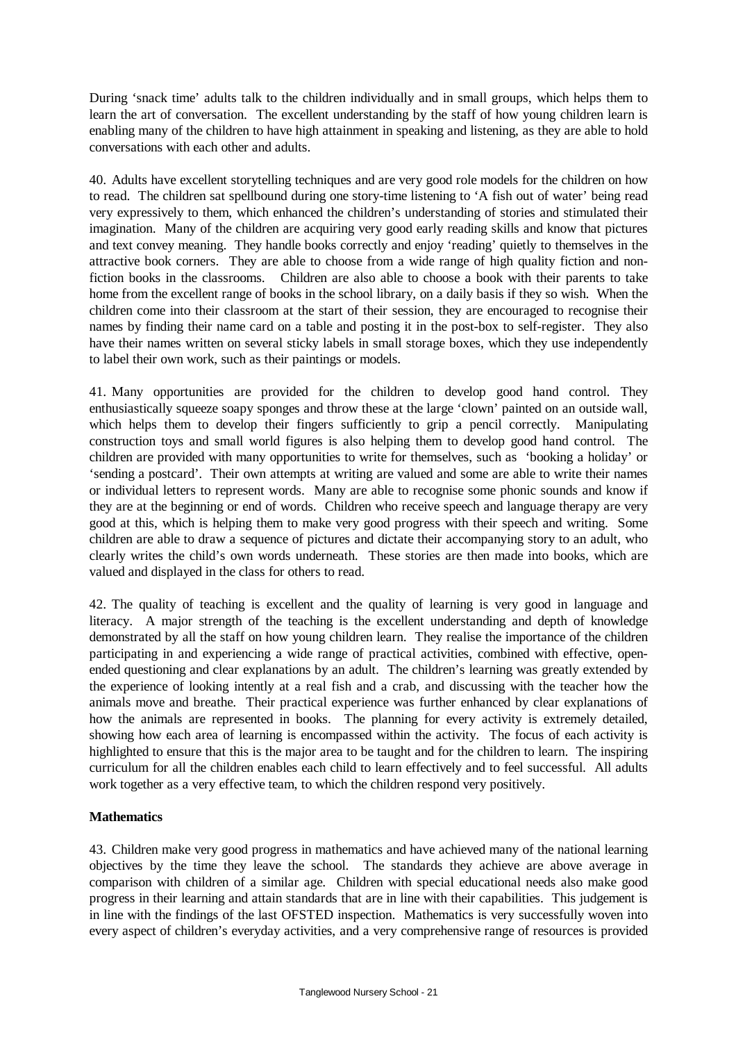During 'snack time' adults talk to the children individually and in small groups, which helps them to learn the art of conversation. The excellent understanding by the staff of how young children learn is enabling many of the children to have high attainment in speaking and listening, as they are able to hold conversations with each other and adults.

40. Adults have excellent storytelling techniques and are very good role models for the children on how to read. The children sat spellbound during one story-time listening to 'A fish out of water' being read very expressively to them, which enhanced the children's understanding of stories and stimulated their imagination. Many of the children are acquiring very good early reading skills and know that pictures and text convey meaning. They handle books correctly and enjoy 'reading' quietly to themselves in the attractive book corners. They are able to choose from a wide range of high quality fiction and non-fiction books in the classrooms. Children are also able to choose a book with their parents to take home from the excellent range of books in the school library, on a daily basis if they so wish. When the children come into their classroom at the start of their session, they are encouraged to recognise their names by finding their name card on a table and posting it in the post-box to self-register. They also have their names written on several sticky labels in small storage boxes, which they use independently to label their own work, such as their paintings or models.

41. Many opportunities are provided for the children to develop good hand control. They enthusiastically squeeze soapy sponges and throw these at the large 'clown' painted on an outside wall, which helps them to develop their fingers sufficiently to grip a pencil correctly. Manipulating construction toys and small world figures is also helping them to develop good hand control. The children are provided with many opportunities to write for themselves, such as 'booking a holiday' or 'sending a postcard'. Their own attempts at writing are valued and some are able to write their names or individual letters to represent words. Many are able to recognise some phonic sounds and know if they are at the beginning or end of words. Children who receive speech and language therapy are very good at this, which is helping them to make very good progress with their speech and writing. Some children are able to draw a sequence of pictures and dictate their accompanying story to an adult, who clearly writes the child's own words underneath. These stories are then made into books, which are valued and displayed in the class for others to read.

42. The quality of teaching is excellent and the quality of learning is very good in language and literacy. A major strength of the teaching is the excellent understanding and depth of knowledge demonstrated by all the staff on how young children learn. They realise the importance of the children participating in and experiencing a wide range of practical activities, combined with effective, open-ended questioning and clear explanations by an adult. The children's learning was greatly extended by the experience of looking intently at a real fish and a crab, and discussing with the teacher how the animals move and breathe. Their practical experience was further enhanced by clear explanations of how the animals are represented in books. The planning for every activity is extremely detailed, showing how each area of learning is encompassed within the activity. The focus of each activity is highlighted to ensure that this is the major area to be taught and for the children to learn. The inspiring curriculum for all the children enables each child to learn effectively and to feel successful. All adults work together as a very effective team, to which the children respond very positively.

**Mathematics**

43. Children make very good progress in mathematics and have achieved many of the national learning objectives by the time they leave the school. The standards they achieve are above average in comparison with children of a similar age. Children with special educational needs also make good progress in their learning and attain standards that are in line with their capabilities. This judgement is in line with the findings of the last OFSTED inspection. Mathematics is very successfully woven into every aspect of children's everyday activities, and a very comprehensive range of resources is provided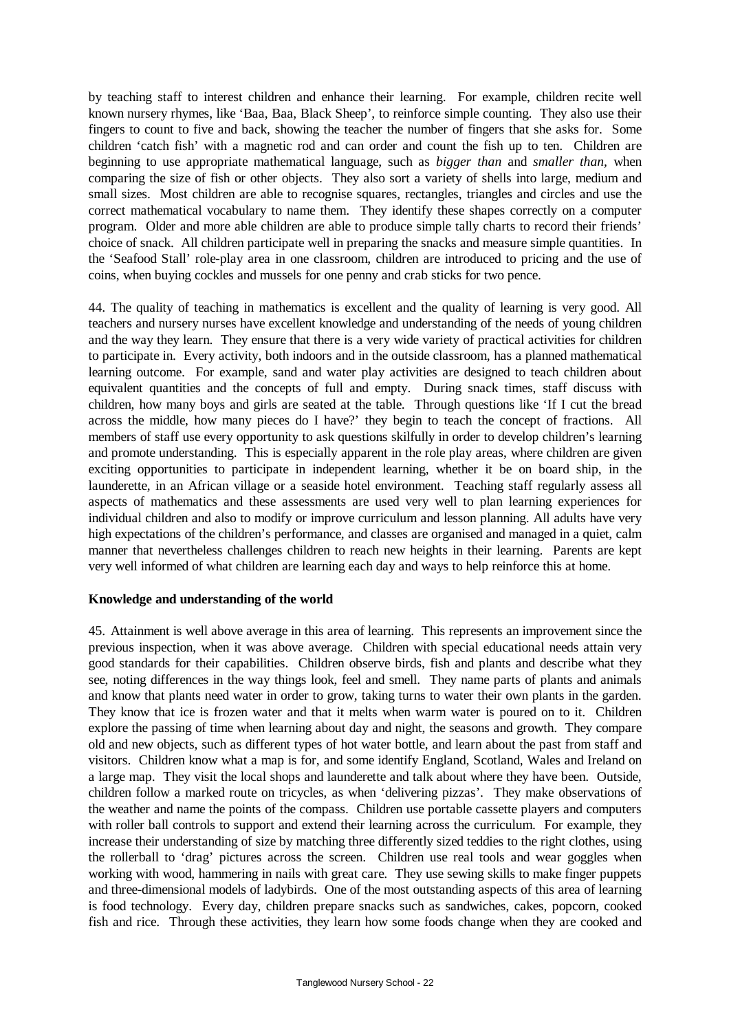by teaching staff to interest children and enhance their learning. For example, children recite well known nursery rhymes, like 'Baa, Baa, Black Sheep', to reinforce simple counting. They also use their fingers to count to five and back, showing the teacher the number of fingers that she asks for. Some children 'catch fish' with a magnetic rod and can order and count the fish up to ten. Children are beginning to use appropriate mathematical language, such as *bigger than* and *smaller than,* when comparing the size of fish or other objects. They also sort a variety of shells into large, medium and small sizes. Most children are able to recognise squares, rectangles, triangles and circles and use the correct mathematical vocabulary to name them. They identify these shapes correctly on a computer program. Older and more able children are able to produce simple tally charts to record their friends' choice of snack. All children participate well in preparing the snacks and measure simple quantities. In the 'Seafood Stall' role-play area in one classroom, children are introduced to pricing and the use of coins, when buying cockles and mussels for one penny and crab sticks for two pence.

44. The quality of teaching in mathematics is excellent and the quality of learning is very good. All teachers and nursery nurses have excellent knowledge and understanding of the needs of young children and the way they learn. They ensure that there is a very wide variety of practical activities for children to participate in. Every activity, both indoors and in the outside classroom, has a planned mathematical learning outcome. For example, sand and water play activities are designed to teach children about equivalent quantities and the concepts of full and empty. During snack times, staff discuss with children, how many boys and girls are seated at the table. Through questions like 'If I cut the bread across the middle, how many pieces do I have?' they begin to teach the concept of fractions. All members of staff use every opportunity to ask questions skilfully in order to develop children's learning and promote understanding. This is especially apparent in the role play areas, where children are given exciting opportunities to participate in independent learning, whether it be on board ship, in the launderette, in an African village or a seaside hotel environment. Teaching staff regularly assess all aspects of mathematics and these assessments are used very well to plan learning experiences for individual children and also to modify or improve curriculum and lesson planning. All adults have very high expectations of the children's performance, and classes are organised and managed in a quiet, calm manner that nevertheless challenges children to reach new heights in their learning. Parents are kept very well informed of what children are learning each day and ways to help reinforce this at home.

**Knowledge and understanding of the world**

45. Attainment is well above average in this area of learning. This represents an improvement since the previous inspection, when it was above average. Children with special educational needs attain very good standards for their capabilities. Children observe birds, fish and plants and describe what they see, noting differences in the way things look, feel and smell. They name parts of plants and animals and know that plants need water in order to grow, taking turns to water their own plants in the garden. They know that ice is frozen water and that it melts when warm water is poured on to it. Children explore the passing of time when learning about day and night, the seasons and growth. They compare old and new objects, such as different types of hot water bottle, and learn about the past from staff and visitors. Children know what a map is for, and some identify England, Scotland, Wales and Ireland on a large map. They visit the local shops and launderette and talk about where they have been. Outside, children follow a marked route on tricycles, as when 'delivering pizzas'. They make observations of the weather and name the points of the compass. Children use portable cassette players and computers with roller ball controls to support and extend their learning across the curriculum. For example, they increase their understanding of size by matching three differently sized teddies to the right clothes, using the rollerball to 'drag' pictures across the screen. Children use real tools and wear goggles when working with wood, hammering in nails with great care. They use sewing skills to make finger puppets and three-dimensional models of ladybirds. One of the most outstanding aspects of this area of learning is food technology. Every day, children prepare snacks such as sandwiches, cakes, popcorn, cooked fish and rice. Through these activities, they learn how some foods change when they are cooked and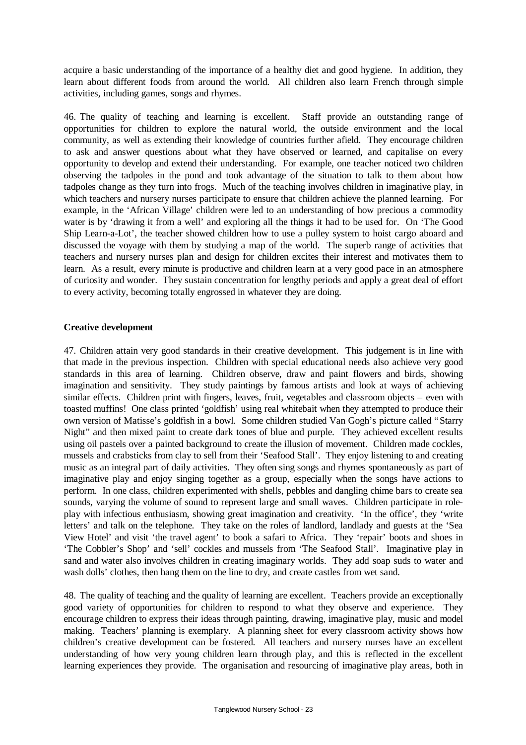acquire a basic understanding of the importance of a healthy diet and good hygiene. In addition, they learn about different foods from around the world. All children also learn French through simple activities, including games, songs and rhymes.

46. The quality of teaching and learning is excellent. Staff provide an outstanding range of opportunities for children to explore the natural world, the outside environment and the local community, as well as extending their knowledge of countries further afield. They encourage children to ask and answer questions about what they have observed or learned, and capitalise on every opportunity to develop and extend their understanding. For example, one teacher noticed two children observing the tadpoles in the pond and took advantage of the situation to talk to them about how tadpoles change as they turn into frogs. Much of the teaching involves children in imaginative play, in which teachers and nursery nurses participate to ensure that children achieve the planned learning. For example, in the 'African Village' children were led to an understanding of how precious a commodity water is by 'drawing it from a well' and exploring all the things it had to be used for. On 'The Good Ship Learn-a-Lot', the teacher showed children how to use a pulley system to hoist cargo aboard and discussed the voyage with them by studying a map of the world. The superb range of activities that teachers and nursery nurses plan and design for children excites their interest and motivates them to learn. As a result, every minute is productive and children learn at a very good pace in an atmosphere of curiosity and wonder. They sustain concentration for lengthy periods and apply a great deal of effort to every activity, becoming totally engrossed in whatever they are doing.

**Creative development**

47. Children attain very good standards in their creative development. This judgement is in line with that made in the previous inspection. Children with special educational needs also achieve very good standards in this area of learning. Children observe, draw and paint flowers and birds, showing imagination and sensitivity. They study paintings by famous artists and look at ways of achieving similar effects. Children print with fingers, leaves, fruit, vegetables and classroom objects – even with toasted muffins! One class printed 'goldfish' using real whitebait when they attempted to produce their own version of Matisse's goldfish in a bowl. Some children studied Van Gogh's picture called "Starry Night" and then mixed paint to create dark tones of blue and purple. They achieved excellent results using oil pastels over a painted background to create the illusion of movement. Children made cockles, mussels and crabsticks from clay to sell from their 'Seafood Stall'. They enjoy listening to and creating music as an integral part of daily activities. They often sing songs and rhymes spontaneously as part of imaginative play and enjoy singing together as a group, especially when the songs have actions to perform. In one class, children experimented with shells, pebbles and dangling chime bars to create sea sounds, varying the volume of sound to represent large and small waves. Children participate in role-play with infectious enthusiasm, showing great imagination and creativity. 'In the office', they 'write letters' and talk on the telephone. They take on the roles of landlord, landlady and guests at the 'Sea View Hotel' and visit 'the travel agent' to book a safari to Africa. They 'repair' boots and shoes in 'The Cobbler's Shop' and 'sell' cockles and mussels from 'The Seafood Stall'. Imaginative play in sand and water also involves children in creating imaginary worlds. They add soap suds to water and wash dolls' clothes, then hang them on the line to dry, and create castles from wet sand.

48. The quality of teaching and the quality of learning are excellent. Teachers provide an exceptionally good variety of opportunities for children to respond to what they observe and experience. They encourage children to express their ideas through painting, drawing, imaginative play, music and model making. Teachers' planning is exemplary. A planning sheet for every classroom activity shows how children's creative development can be fostered. All teachers and nursery nurses have an excellent understanding of how very young children learn through play, and this is reflected in the excellent learning experiences they provide. The organisation and resourcing of imaginative play areas, both in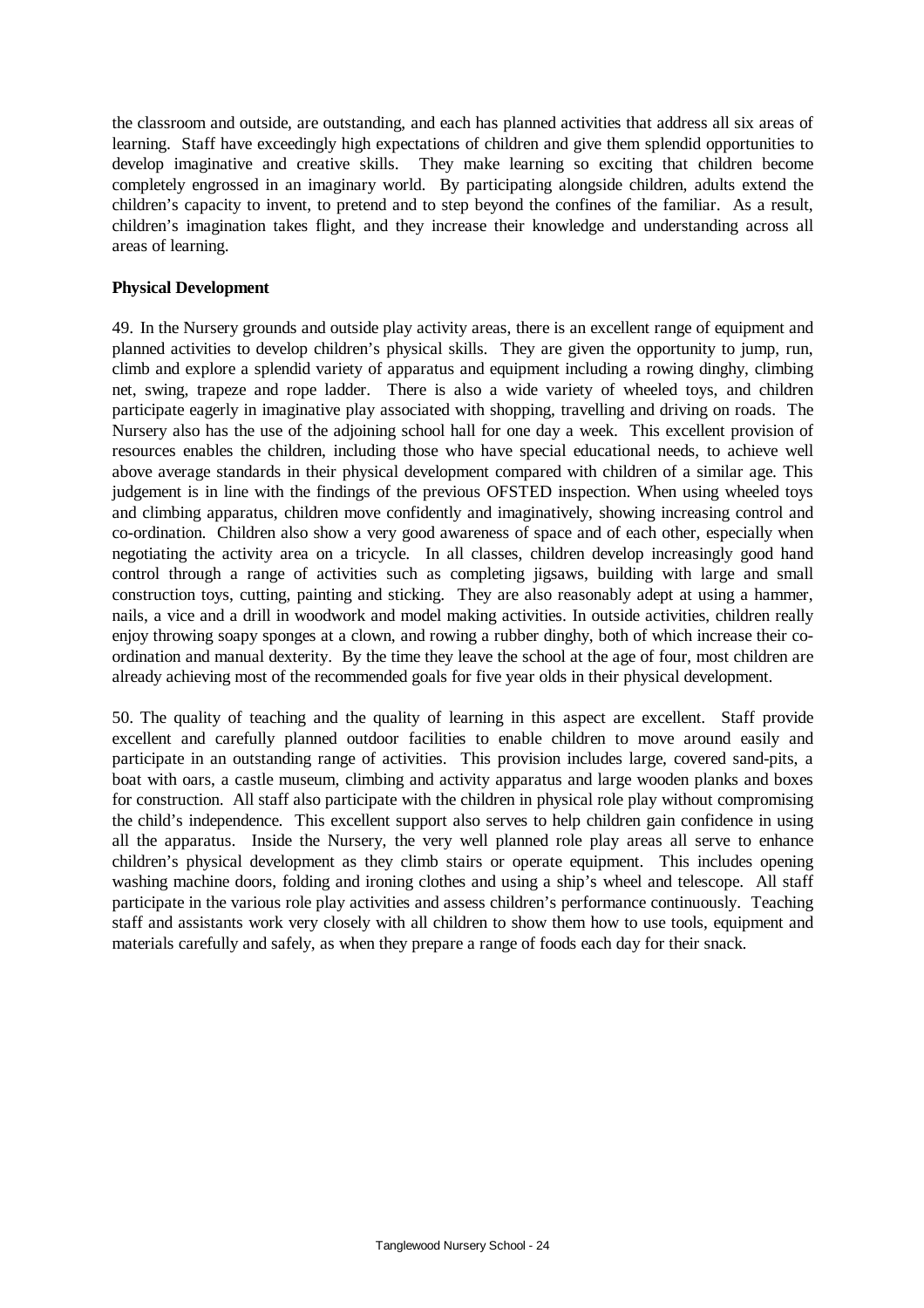the classroom and outside, are outstanding, and each has planned activities that address all six areas of learning. Staff have exceedingly high expectations of children and give them splendid opportunities to develop imaginative and creative skills. They make learning so exciting that children become completely engrossed in an imaginary world. By participating alongside children, adults extend the children's capacity to invent, to pretend and to step beyond the confines of the familiar. As a result, children's imagination takes flight, and they increase their knowledge and understanding across all areas of learning.

**Physical Development**

49. In the Nursery grounds and outside play activity areas, there is an excellent range of equipment and planned activities to develop children's physical skills. They are given the opportunity to jump, run, climb and explore a splendid variety of apparatus and equipment including a rowing dinghy, climbing net, swing, trapeze and rope ladder. There is also a wide variety of wheeled toys, and children participate eagerly in imaginative play associated with shopping, travelling and driving on roads. The Nursery also has the use of the adjoining school hall for one day a week. This excellent provision of resources enables the children, including those who have special educational needs, to achieve well above average standards in their physical development compared with children of a similar age. This judgement is in line with the findings of the previous OFSTED inspection. When using wheeled toys and climbing apparatus, children move confidently and imaginatively, showing increasing control and co-ordination. Children also show a very good awareness of space and of each other, especially when negotiating the activity area on a tricycle. In all classes, children develop increasingly good hand control through a range of activities such as completing jigsaws, building with large and small construction toys, cutting, painting and sticking. They are also reasonably adept at using a hammer, nails, a vice and a drill in woodwork and model making activities. In outside activities, children really enjoy throwing soapy sponges at a clown, and rowing a rubber dinghy, both of which increase their co-ordination and manual dexterity. By the time they leave the school at the age of four, most children are already achieving most of the recommended goals for five year olds in their physical development.

50. The quality of teaching and the quality of learning in this aspect are excellent. Staff provide excellent and carefully planned outdoor facilities to enable children to move around easily and participate in an outstanding range of activities. This provision includes large, covered sand-pits, a boat with oars, a castle museum, climbing and activity apparatus and large wooden planks and boxes for construction. All staff also participate with the children in physical role play without compromising the child's independence. This excellent support also serves to help children gain confidence in using all the apparatus. Inside the Nursery, the very well planned role play areas all serve to enhance children's physical development as they climb stairs or operate equipment. This includes opening washing machine doors, folding and ironing clothes and using a ship's wheel and telescope. All staff participate in the various role play activities and assess children's performance continuously. Teaching staff and assistants work very closely with all children to show them how to use tools, equipment and materials carefully and safely, as when they prepare a range of foods each day for their snack.